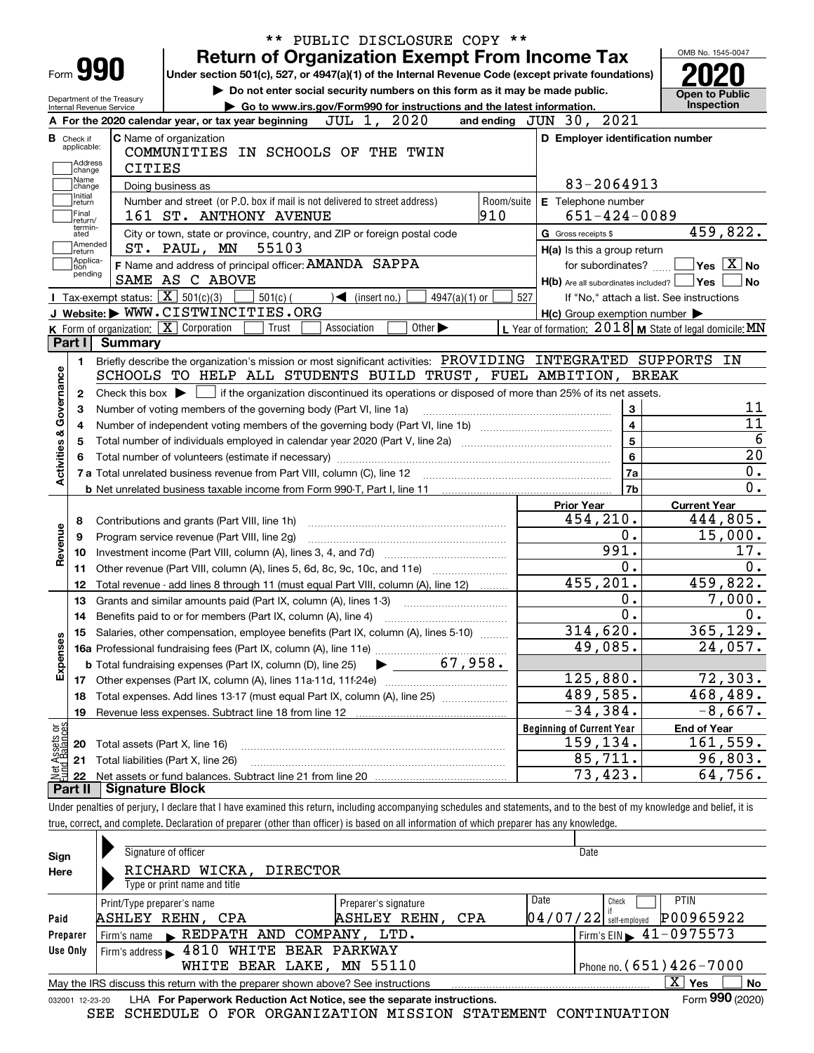\*\* PUBLIC DISCLOSURE COPY \*\*

# Form 990 — Return of Organization Exempt From Income Tax (2020)

Under section 501(c), 527, or 4947(a)(1) of the Internal Revenue Code (except private foundations)

▶ Do not enter social security numbers on this form as it may be made public.

▶ Go to www.irs.gov/Form990 for instructions and the latest information.

Department of the Treasury, Internal Revenue Service

OMB No. 1545-0047 — **Open to Public Inspection**

**A** For the 2020 calendar year, or tax year beginning JUL 1, 2020 and ending JUN 30, 2021

**B** Check if applicable: Address change, Name change, Initial return, Final return/terminated, Amended return, Application pending

**C** Name of organization: COMMUNITIES IN SCHOOLS OF THE TWIN CITIES

Doing business as:

Number and street (or P.O. box if mail is not delivered to street address): 161 ST. ANTHONY AVENUE — Room/suite: 910

City or town, state or province, country, and ZIP or foreign postal code: ST. PAUL, MN 55103

**D** Employer identification number: 83-2064913

**E** Telephone number: 651-424-0089

**G** Gross receipts $ 459,822.

**F** Name and address of principal officer: AMANDA SAPPA, SAME AS C ABOVE

**H(a)** Is this a group return for subordinates? Yes [ ] No [X]

**H(b)** Are all subordinates included? Yes [ ] No [ ] — If "No," attach a list. See instructions

**H(c)** Group exemption number ▶

**I** Tax-exempt status: [X] 501(c)(3) [ ] 501(c) ( ) ◀ (insert no.) [ ] 4947(a)(1) or [ ] 527

**J** Website: ▶ WWW.CISTWINCITIES.ORG

**K** Form of organization: [X] Corporation [ ] Trust [ ] Association [ ] Other ▶

**L** Year of formation: 2018 **M** State of legal domicile: MN

## Part I Summary

**Activities & Governance**

1. Briefly describe the organization's mission or most significant activities: PROVIDING INTEGRATED SUPPORTS IN SCHOOLS TO HELP ALL STUDENTS BUILD TRUST, FUEL AMBITION, BREAK
2. Check this box ▶ [ ] if the organization discontinued its operations or disposed of more than 25% of its net assets.

| Line | Description | No. | Value |
|---|---|---|---|
| 3 | Number of voting members of the governing body (Part VI, line 1a) | 3 | 11 |
| 4 | Number of independent voting members of the governing body (Part VI, line 1b) | 4 | 11 |
| 5 | Total number of individuals employed in calendar year 2020 (Part V, line 2a) | 5 | 6 |
| 6 | Total number of volunteers (estimate if necessary) | 6 | 20 |
| 7a | Total unrelated business revenue from Part VIII, column (C), line 12 | 7a | 0. |
| 7b | Net unrelated business taxable income from Form 990-T, Part I, line 11 | 7b | 0. |

| Line | Description | Prior Year | Current Year |
|---|---|---|---|
| **Revenue** | | | |
| 8 | Contributions and grants (Part VIII, line 1h) | 454,210. | 444,805. |
| 9 | Program service revenue (Part VIII, line 2g) | 0. | 15,000. |
| 10 | Investment income (Part VIII, column (A), lines 3, 4, and 7d) | 991. | 17. |
| 11 | Other revenue (Part VIII, column (A), lines 5, 6d, 8c, 9c, 10c, and 11e) | 0. | 0. |
| 12 | Total revenue - add lines 8 through 11 (must equal Part VIII, column (A), line 12) | 455,201. | 459,822. |
| **Expenses** | | | |
| 13 | Grants and similar amounts paid (Part IX, column (A), lines 1-3) | 0. | 7,000. |
| 14 | Benefits paid to or for members (Part IX, column (A), line 4) | 0. | 0. |
| 15 | Salaries, other compensation, employee benefits (Part IX, column (A), lines 5-10) | 314,620. | 365,129. |
| 16a | Professional fundraising fees (Part IX, column (A), line 11e) | 49,085. | 24,057. |
| b | Total fundraising expenses (Part IX, column (D), line 25) ▶ 67,958. | | |
| 17 | Other expenses (Part IX, column (A), lines 11a-11d, 11f-24e) | 125,880. | 72,303. |
| 18 | Total expenses. Add lines 13-17 (must equal Part IX, column (A), line 25) | 489,585. | 468,489. |
| 19 | Revenue less expenses. Subtract line 18 from line 12 | -34,384. | -8,667. |

| Line | Net Assets or Fund Balances | Beginning of Current Year | End of Year |
|---|---|---|---|
| 20 | Total assets (Part X, line 16) | 159,134. | 161,559. |
| 21 | Total liabilities (Part X, line 26) | 85,711. | 96,803. |
| 22 | Net assets or fund balances. Subtract line 21 from line 20 | 73,423. | 64,756. |

## Part II Signature Block

Under penalties of perjury, I declare that I have examined this return, including accompanying schedules and statements, and to the best of my knowledge and belief, it is true, correct, and complete. Declaration of preparer (other than officer) is based on all information of which preparer has any knowledge.

**Sign Here**

Signature of officer — Date

RICHARD WICKA, DIRECTOR

Type or print name and title

**Paid Preparer Use Only**

| Print/Type preparer's name | Preparer's signature | Date | Check if self-employed | PTIN |
|---|---|---|---|---|
| ASHLEY REHN, CPA | ASHLEY REHN, CPA | 04/07/22 | [ ] | P00965922 |

Firm's name ▶ REDPATH AND COMPANY, LTD. — Firm's EIN ▶ 41-0975573

Firm's address ▶ 4810 WHITE BEAR PARKWAY, WHITE BEAR LAKE, MN 55110 — Phone no. (651)426-7000

May the IRS discuss this return with the preparer shown above? See instructions [X] Yes [ ] No

032001 12-23-20 LHA For Paperwork Reduction Act Notice, see the separate instructions. Form **990** (2020)

SEE SCHEDULE O FOR ORGANIZATION MISSION STATEMENT CONTINUATION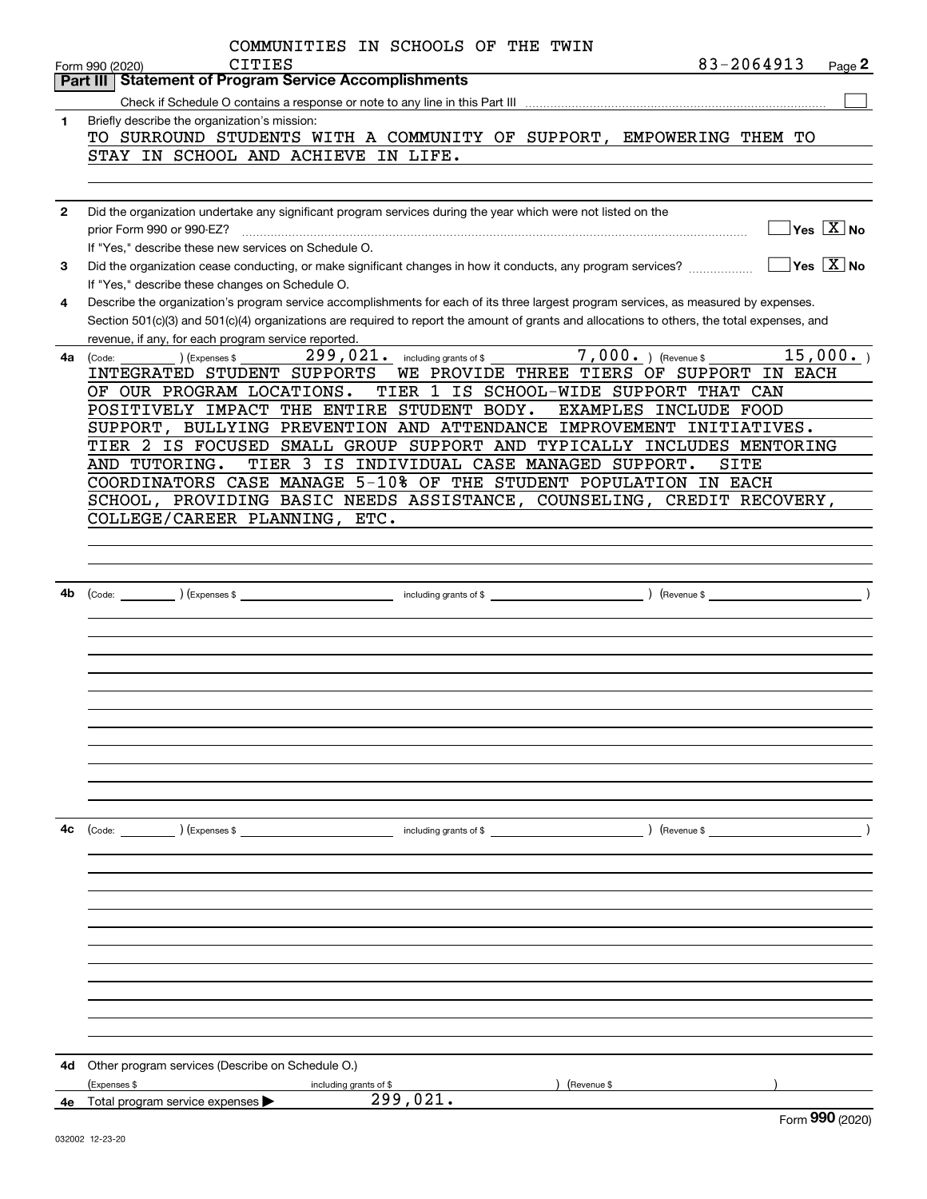COMMUNITIES IN SCHOOLS OF THE TWIN CITIES

Form 990 (2020) 83-2064913 Page 2

## Part III Statement of Program Service Accomplishments

Check if Schedule O contains a response or note to any line in this Part III [ ]

**1** Briefly describe the organization's mission:

TO SURROUND STUDENTS WITH A COMMUNITY OF SUPPORT, EMPOWERING THEM TO STAY IN SCHOOL AND ACHIEVE IN LIFE.

**2** Did the organization undertake any significant program services during the year which were not listed on the prior Form 990 or 990-EZ? [ ] Yes [X] No

If "Yes," describe these new services on Schedule O.

**3** Did the organization cease conducting, or make significant changes in how it conducts, any program services? [ ] Yes [X] No

If "Yes," describe these changes on Schedule O.

**4** Describe the organization's program service accomplishments for each of its three largest program services, as measured by expenses. Section 501(c)(3) and 501(c)(4) organizations are required to report the amount of grants and allocations to others, the total expenses, and revenue, if any, for each program service reported.

**4a** (Code: ) (Expenses $ 299,021. including grants of $ 7,000. ) (Revenue $ 15,000. )

INTEGRATED STUDENT SUPPORTS WE PROVIDE THREE TIERS OF SUPPORT IN EACH OF OUR PROGRAM LOCATIONS. TIER 1 IS SCHOOL-WIDE SUPPORT THAT CAN POSITIVELY IMPACT THE ENTIRE STUDENT BODY. EXAMPLES INCLUDE FOOD SUPPORT, BULLYING PREVENTION AND ATTENDANCE IMPROVEMENT INITIATIVES. TIER 2 IS FOCUSED SMALL GROUP SUPPORT AND TYPICALLY INCLUDES MENTORING AND TUTORING. TIER 3 IS INDIVIDUAL CASE MANAGED SUPPORT. SITE COORDINATORS CASE MANAGE 5-10% OF THE STUDENT POPULATION IN EACH SCHOOL, PROVIDING BASIC NEEDS ASSISTANCE, COUNSELING, CREDIT RECOVERY, COLLEGE/CAREER PLANNING, ETC.

**4b** (Code: ) (Expenses $ including grants of $ ) (Revenue $ )

**4c** (Code: ) (Expenses $ including grants of $ ) (Revenue $ )

**4d** Other program services (Describe on Schedule O.)

(Expenses $ including grants of $ ) (Revenue $ )

**4e** Total program service expenses ▶ 299,021.

Form 990 (2020)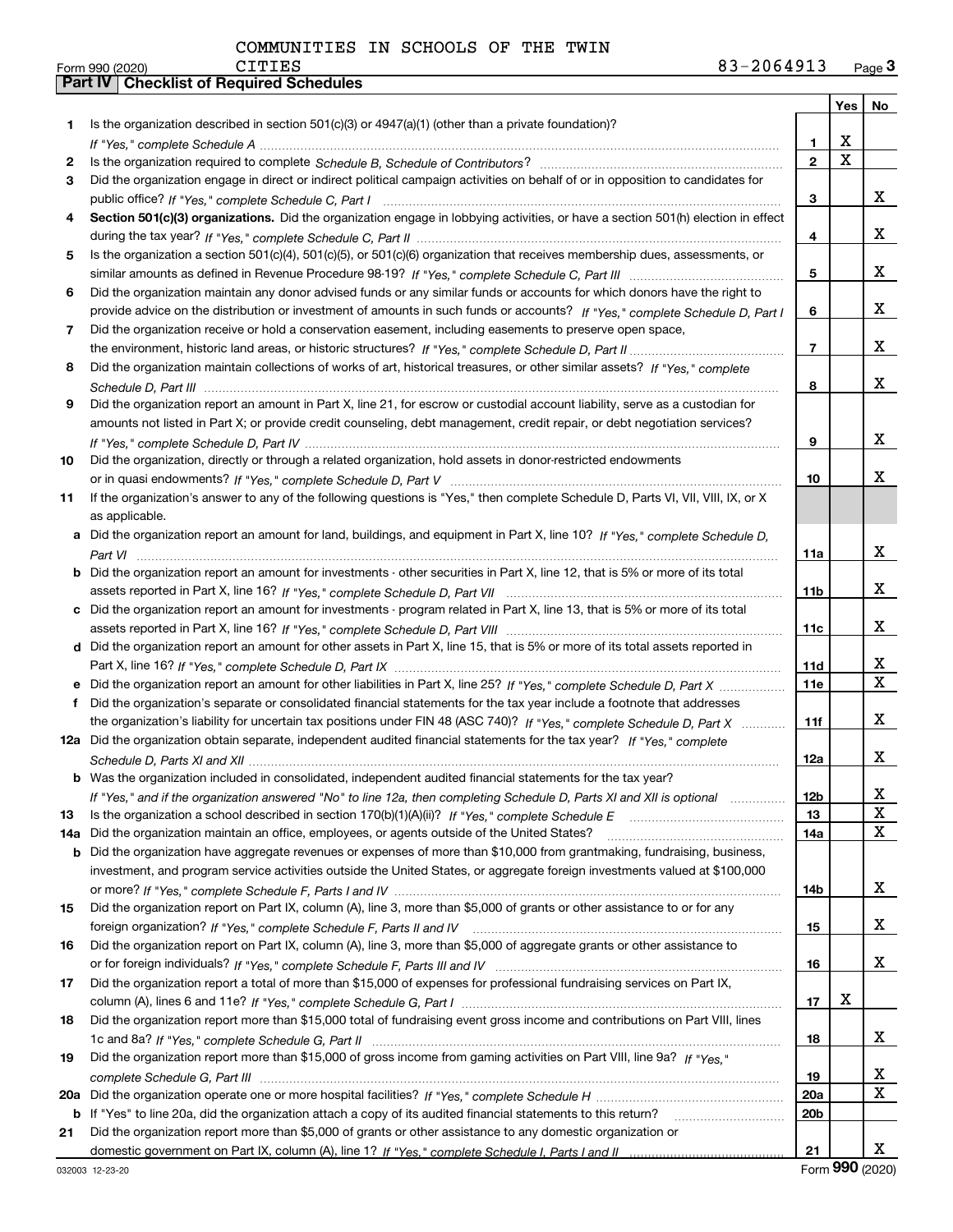COMMUNITIES IN SCHOOLS OF THE TWIN CITIES

Form 990 (2020) 83-2064913

## Part IV Checklist of Required Schedules

| | | | Yes | No |
|---|---|---|---|---|
| 1 | Is the organization described in section 501(c)(3) or 4947(a)(1) (other than a private foundation)? *If "Yes," complete Schedule A* | 1 | X | |
| 2 | Is the organization required to complete *Schedule B, Schedule of Contributors*? | 2 | X | |
| 3 | Did the organization engage in direct or indirect political campaign activities on behalf of or in opposition to candidates for public office? *If "Yes," complete Schedule C, Part I* | 3 | | X |
| 4 | **Section 501(c)(3) organizations.** Did the organization engage in lobbying activities, or have a section 501(h) election in effect during the tax year? *If "Yes," complete Schedule C, Part II* | 4 | | X |
| 5 | Is the organization a section 501(c)(4), 501(c)(5), or 501(c)(6) organization that receives membership dues, assessments, or similar amounts as defined in Revenue Procedure 98-19? *If "Yes," complete Schedule C, Part III* | 5 | | X |
| 6 | Did the organization maintain any donor advised funds or any similar funds or accounts for which donors have the right to provide advice on the distribution or investment of amounts in such funds or accounts? *If "Yes," complete Schedule D, Part I* | 6 | | X |
| 7 | Did the organization receive or hold a conservation easement, including easements to preserve open space, the environment, historic land areas, or historic structures? *If "Yes," complete Schedule D, Part II* | 7 | | X |
| 8 | Did the organization maintain collections of works of art, historical treasures, or other similar assets? *If "Yes," complete Schedule D, Part III* | 8 | | X |
| 9 | Did the organization report an amount in Part X, line 21, for escrow or custodial account liability, serve as a custodian for amounts not listed in Part X; or provide credit counseling, debt management, credit repair, or debt negotiation services? *If "Yes," complete Schedule D, Part IV* | 9 | | X |
| 10 | Did the organization, directly or through a related organization, hold assets in donor-restricted endowments or in quasi endowments? *If "Yes," complete Schedule D, Part V* | 10 | | X |
| 11 | If the organization's answer to any of the following questions is "Yes," then complete Schedule D, Parts VI, VII, VIII, IX, or X as applicable. | | | |
| a | Did the organization report an amount for land, buildings, and equipment in Part X, line 10? *If "Yes," complete Schedule D, Part VI* | 11a | | X |
| b | Did the organization report an amount for investments - other securities in Part X, line 12, that is 5% or more of its total assets reported in Part X, line 16? *If "Yes," complete Schedule D, Part VII* | 11b | | X |
| c | Did the organization report an amount for investments - program related in Part X, line 13, that is 5% or more of its total assets reported in Part X, line 16? *If "Yes," complete Schedule D, Part VIII* | 11c | | X |
| d | Did the organization report an amount for other assets in Part X, line 15, that is 5% or more of its total assets reported in Part X, line 16? *If "Yes," complete Schedule D, Part IX* | 11d | | X |
| e | Did the organization report an amount for other liabilities in Part X, line 25? *If "Yes," complete Schedule D, Part X* | 11e | | X |
| f | Did the organization's separate or consolidated financial statements for the tax year include a footnote that addresses the organization's liability for uncertain tax positions under FIN 48 (ASC 740)? *If "Yes," complete Schedule D, Part X* | 11f | | X |
| 12a | Did the organization obtain separate, independent audited financial statements for the tax year? *If "Yes," complete Schedule D, Parts XI and XII* | 12a | | X |
| b | Was the organization included in consolidated, independent audited financial statements for the tax year? *If "Yes," and if the organization answered "No" to line 12a, then completing Schedule D, Parts XI and XII is optional* | 12b | | X |
| 13 | Is the organization a school described in section 170(b)(1)(A)(ii)? *If "Yes," complete Schedule E* | 13 | | X |
| 14a | Did the organization maintain an office, employees, or agents outside of the United States? | 14a | | X |
| b | Did the organization have aggregate revenues or expenses of more than $10,000 from grantmaking, fundraising, business, investment, and program service activities outside the United States, or aggregate foreign investments valued at $100,000 or more? *If "Yes," complete Schedule F, Parts I and IV* | 14b | | X |
| 15 | Did the organization report on Part IX, column (A), line 3, more than $5,000 of grants or other assistance to or for any foreign organization? *If "Yes," complete Schedule F, Parts II and IV* | 15 | | X |
| 16 | Did the organization report on Part IX, column (A), line 3, more than $5,000 of aggregate grants or other assistance to or for foreign individuals? *If "Yes," complete Schedule F, Parts III and IV* | 16 | | X |
| 17 | Did the organization report a total of more than $15,000 of expenses for professional fundraising services on Part IX, column (A), lines 6 and 11e? *If "Yes," complete Schedule G, Part I* | 17 | X | |
| 18 | Did the organization report more than $15,000 total of fundraising event gross income and contributions on Part VIII, lines 1c and 8a? *If "Yes," complete Schedule G, Part II* | 18 | | X |
| 19 | Did the organization report more than $15,000 of gross income from gaming activities on Part VIII, line 9a? *If "Yes," complete Schedule G, Part III* | 19 | | X |
| 20a | Did the organization operate one or more hospital facilities? *If "Yes," complete Schedule H* | 20a | | X |
| b | If "Yes" to line 20a, did the organization attach a copy of its audited financial statements to this return? | 20b | | |
| 21 | Did the organization report more than $5,000 of grants or other assistance to any domestic organization or domestic government on Part IX, column (A), line 1? *If "Yes," complete Schedule I, Parts I and II* | 21 | | X |

032003 12-23-20 Form **990** (2020)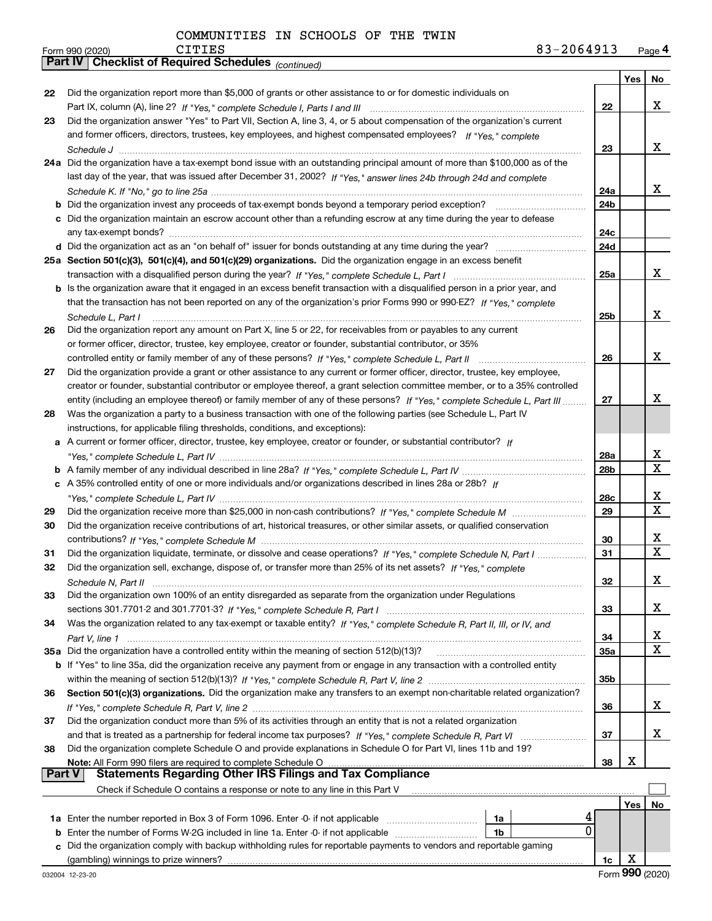COMMUNITIES IN SCHOOLS OF THE TWIN CITIES

83-2064913

## Part IV Checklist of Required Schedules *(continued)*

| | | | Yes | No |
|---|---|---|---|---|
| 22 | Did the organization report more than $5,000 of grants or other assistance to or for domestic individuals on Part IX, column (A), line 2? *If "Yes," complete Schedule I, Parts I and III* | 22 | | X |
| 23 | Did the organization answer "Yes" to Part VII, Section A, line 3, 4, or 5 about compensation of the organization's current and former officers, directors, trustees, key employees, and highest compensated employees? *If "Yes," complete Schedule J* | 23 | | X |
| 24a | Did the organization have a tax-exempt bond issue with an outstanding principal amount of more than $100,000 as of the last day of the year, that was issued after December 31, 2002? *If "Yes," answer lines 24b through 24d and complete Schedule K. If "No," go to line 25a* | 24a | | X |
| b | Did the organization invest any proceeds of tax-exempt bonds beyond a temporary period exception? | 24b | | |
| c | Did the organization maintain an escrow account other than a refunding escrow at any time during the year to defease any tax-exempt bonds? | 24c | | |
| d | Did the organization act as an "on behalf of" issuer for bonds outstanding at any time during the year? | 24d | | |
| 25a | **Section 501(c)(3), 501(c)(4), and 501(c)(29) organizations.** Did the organization engage in an excess benefit transaction with a disqualified person during the year? *If "Yes," complete Schedule L, Part I* | 25a | | X |
| b | Is the organization aware that it engaged in an excess benefit transaction with a disqualified person in a prior year, and that the transaction has not been reported on any of the organization's prior Forms 990 or 990-EZ? *If "Yes," complete Schedule L, Part I* | 25b | | X |
| 26 | Did the organization report any amount on Part X, line 5 or 22, for receivables from or payables to any current or former officer, director, trustee, key employee, creator or founder, substantial contributor, or 35% controlled entity or family member of any of these persons? *If "Yes," complete Schedule L, Part II* | 26 | | X |
| 27 | Did the organization provide a grant or other assistance to any current or former officer, director, trustee, key employee, creator or founder, substantial contributor or employee thereof, a grant selection committee member, or to a 35% controlled entity (including an employee thereof) or family member of any of these persons? *If "Yes," complete Schedule L, Part III* | 27 | | X |
| 28 | Was the organization a party to a business transaction with one of the following parties (see Schedule L, Part IV instructions, for applicable filing thresholds, conditions, and exceptions): | | | |
| a | A current or former officer, director, trustee, key employee, creator or founder, or substantial contributor? *If "Yes," complete Schedule L, Part IV* | 28a | | X |
| b | A family member of any individual described in line 28a? *If "Yes," complete Schedule L, Part IV* | 28b | | X |
| c | A 35% controlled entity of one or more individuals and/or organizations described in lines 28a or 28b? *If "Yes," complete Schedule L, Part IV* | 28c | | X |
| 29 | Did the organization receive more than $25,000 in non-cash contributions? *If "Yes," complete Schedule M* | 29 | | X |
| 30 | Did the organization receive contributions of art, historical treasures, or other similar assets, or qualified conservation contributions? *If "Yes," complete Schedule M* | 30 | | X |
| 31 | Did the organization liquidate, terminate, or dissolve and cease operations? *If "Yes," complete Schedule N, Part I* | 31 | | X |
| 32 | Did the organization sell, exchange, dispose of, or transfer more than 25% of its net assets? *If "Yes," complete Schedule N, Part II* | 32 | | X |
| 33 | Did the organization own 100% of an entity disregarded as separate from the organization under Regulations sections 301.7701-2 and 301.7701-3? *If "Yes," complete Schedule R, Part I* | 33 | | X |
| 34 | Was the organization related to any tax-exempt or taxable entity? *If "Yes," complete Schedule R, Part II, III, or IV, and Part V, line 1* | 34 | | X |
| 35a | Did the organization have a controlled entity within the meaning of section 512(b)(13)? | 35a | | X |
| b | If "Yes" to line 35a, did the organization receive any payment from or engage in any transaction with a controlled entity within the meaning of section 512(b)(13)? *If "Yes," complete Schedule R, Part V, line 2* | 35b | | |
| 36 | **Section 501(c)(3) organizations.** Did the organization make any transfers to an exempt non-charitable related organization? *If "Yes," complete Schedule R, Part V, line 2* | 36 | | X |
| 37 | Did the organization conduct more than 5% of its activities through an entity that is not a related organization and that is treated as a partnership for federal income tax purposes? *If "Yes," complete Schedule R, Part VI* | 37 | | X |
| 38 | Did the organization complete Schedule O and provide explanations in Schedule O for Part VI, lines 11b and 19? **Note:** All Form 990 filers are required to complete Schedule O | 38 | X | |

## Part V Statements Regarding Other IRS Filings and Tax Compliance

Check if Schedule O contains a response or note to any line in this Part V

| | | | | | Yes | No |
|---|---|---|---|---|---|---|
| 1a | Enter the number reported in Box 3 of Form 1096. Enter -0- if not applicable | 1a | 4 | | | |
| b | Enter the number of Forms W-2G included in line 1a. Enter -0- if not applicable | 1b | 0 | | | |
| c | Did the organization comply with backup withholding rules for reportable payments to vendors and reportable gaming (gambling) winnings to prize winners? | | | 1c | X | |

Form **990** (2020)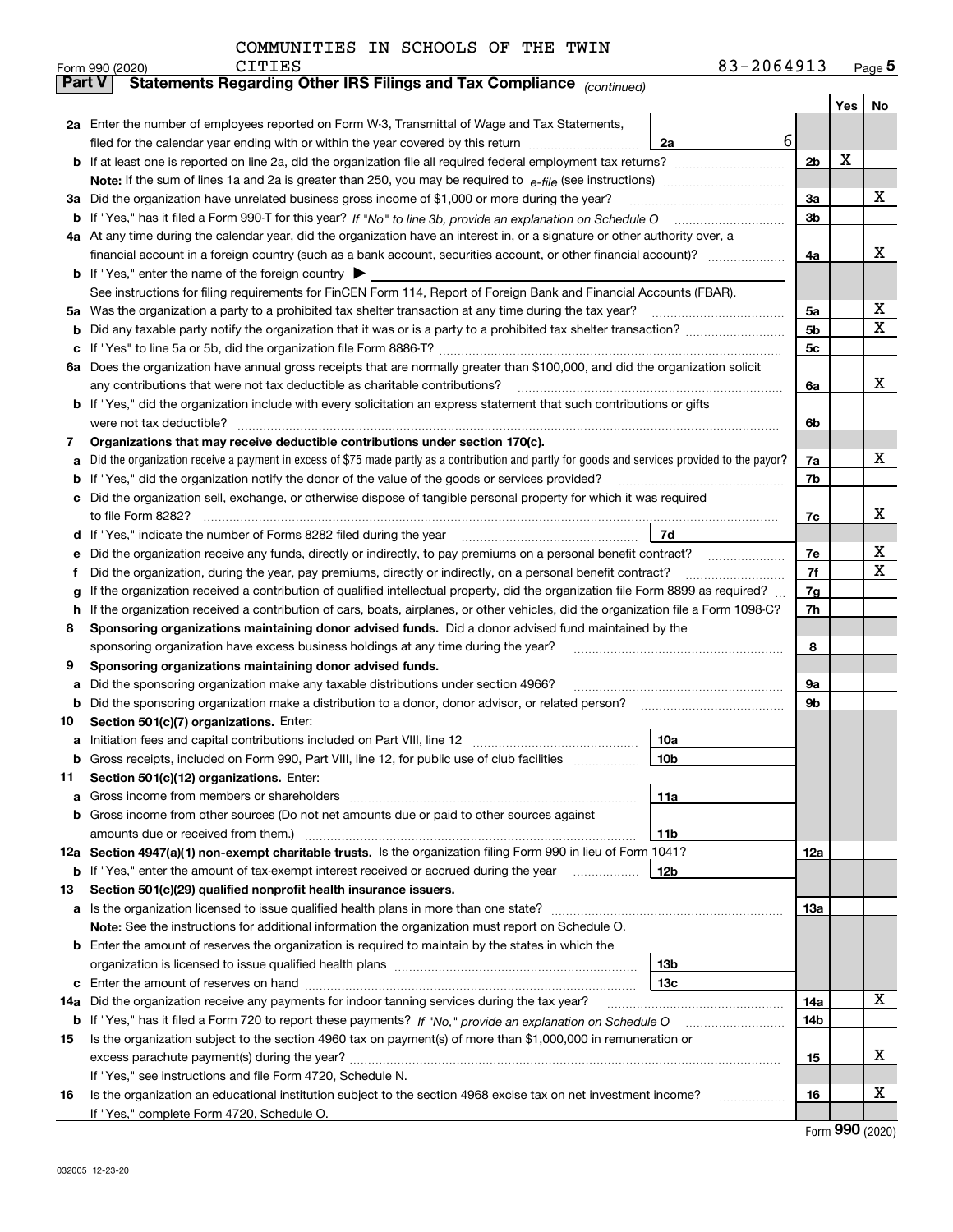COMMUNITIES IN SCHOOLS OF THE TWIN CITIES

Form 990 (2020) 83-2064913 Page 5

**Part V Statements Regarding Other IRS Filings and Tax Compliance** *(continued)*

| | | | | | Yes | No |
|---|---|---|---|---|---|---|
| **2a** | Enter the number of employees reported on Form W-3, Transmittal of Wage and Tax Statements, filed for the calendar year ending with or within the year covered by this return | 2a | 6 | | | |
| **b** | If at least one is reported on line 2a, did the organization file all required federal employment tax returns? | | | 2b | X | |
| | **Note:** If the sum of lines 1a and 2a is greater than 250, you may be required to *e-file* (see instructions) | | | | | |
| **3a** | Did the organization have unrelated business gross income of $1,000 or more during the year? | | | 3a | | X |
| **b** | If "Yes," has it filed a Form 990-T for this year? *If "No" to line 3b, provide an explanation on Schedule O* | | | 3b | | |
| **4a** | At any time during the calendar year, did the organization have an interest in, or a signature or other authority over, a financial account in a foreign country (such as a bank account, securities account, or other financial account)? | | | 4a | | X |
| **b** | If "Yes," enter the name of the foreign country ▶ | | | | | |
| | See instructions for filing requirements for FinCEN Form 114, Report of Foreign Bank and Financial Accounts (FBAR). | | | | | |
| **5a** | Was the organization a party to a prohibited tax shelter transaction at any time during the tax year? | | | 5a | | X |
| **b** | Did any taxable party notify the organization that it was or is a party to a prohibited tax shelter transaction? | | | 5b | | X |
| **c** | If "Yes" to line 5a or 5b, did the organization file Form 8886-T? | | | 5c | | |
| **6a** | Does the organization have annual gross receipts that are normally greater than $100,000, and did the organization solicit any contributions that were not tax deductible as charitable contributions? | | | 6a | | X |
| **b** | If "Yes," did the organization include with every solicitation an express statement that such contributions or gifts were not tax deductible? | | | 6b | | |
| **7** | **Organizations that may receive deductible contributions under section 170(c).** | | | | | |
| **a** | Did the organization receive a payment in excess of $75 made partly as a contribution and partly for goods and services provided to the payor? | | | 7a | | X |
| **b** | If "Yes," did the organization notify the donor of the value of the goods or services provided? | | | 7b | | |
| **c** | Did the organization sell, exchange, or otherwise dispose of tangible personal property for which it was required to file Form 8282? | | | 7c | | X |
| **d** | If "Yes," indicate the number of Forms 8282 filed during the year | 7d | | | | |
| **e** | Did the organization receive any funds, directly or indirectly, to pay premiums on a personal benefit contract? | | | 7e | | X |
| **f** | Did the organization, during the year, pay premiums, directly or indirectly, on a personal benefit contract? | | | 7f | | X |
| **g** | If the organization received a contribution of qualified intellectual property, did the organization file Form 8899 as required? | | | 7g | | |
| **h** | If the organization received a contribution of cars, boats, airplanes, or other vehicles, did the organization file a Form 1098-C? | | | 7h | | |
| **8** | **Sponsoring organizations maintaining donor advised funds.** Did a donor advised fund maintained by the sponsoring organization have excess business holdings at any time during the year? | | | 8 | | |
| **9** | **Sponsoring organizations maintaining donor advised funds.** | | | | | |
| **a** | Did the sponsoring organization make any taxable distributions under section 4966? | | | 9a | | |
| **b** | Did the sponsoring organization make a distribution to a donor, donor advisor, or related person? | | | 9b | | |
| **10** | **Section 501(c)(7) organizations.** Enter: | | | | | |
| **a** | Initiation fees and capital contributions included on Part VIII, line 12 | 10a | | | | |
| **b** | Gross receipts, included on Form 990, Part VIII, line 12, for public use of club facilities | 10b | | | | |
| **11** | **Section 501(c)(12) organizations.** Enter: | | | | | |
| **a** | Gross income from members or shareholders | 11a | | | | |
| **b** | Gross income from other sources (Do not net amounts due or paid to other sources against amounts due or received from them.) | 11b | | | | |
| **12a** | **Section 4947(a)(1) non-exempt charitable trusts.** Is the organization filing Form 990 in lieu of Form 1041? | | | 12a | | |
| **b** | If "Yes," enter the amount of tax-exempt interest received or accrued during the year | 12b | | | | |
| **13** | **Section 501(c)(29) qualified nonprofit health insurance issuers.** | | | | | |
| **a** | Is the organization licensed to issue qualified health plans in more than one state? | | | 13a | | |
| | **Note:** See the instructions for additional information the organization must report on Schedule O. | | | | | |
| **b** | Enter the amount of reserves the organization is required to maintain by the states in which the organization is licensed to issue qualified health plans | 13b | | | | |
| **c** | Enter the amount of reserves on hand | 13c | | | | |
| **14a** | Did the organization receive any payments for indoor tanning services during the tax year? | | | 14a | | X |
| **b** | If "Yes," has it filed a Form 720 to report these payments? *If "No," provide an explanation on Schedule O* | | | 14b | | |
| **15** | Is the organization subject to the section 4960 tax on payment(s) of more than $1,000,000 in remuneration or excess parachute payment(s) during the year? | | | 15 | | X |
| | If "Yes," see instructions and file Form 4720, Schedule N. | | | | | |
| **16** | Is the organization an educational institution subject to the section 4968 excise tax on net investment income? | | | 16 | | X |
| | If "Yes," complete Form 4720, Schedule O. | | | | | |

Form **990** (2020)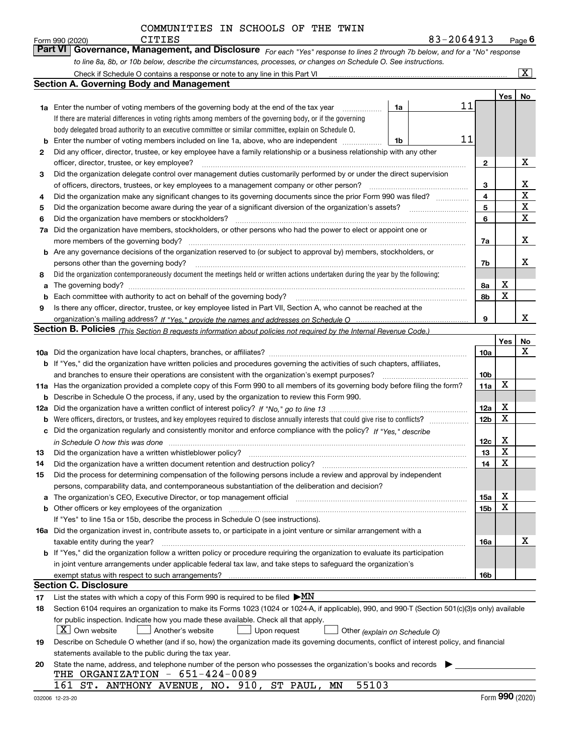COMMUNITIES IN SCHOOLS OF THE TWIN CITIES

Form 990 (2020) 83-2064913 Page 6

**Part VI Governance, Management, and Disclosure** *For each "Yes" response to lines 2 through 7b below, and for a "No" response to line 8a, 8b, or 10b below, describe the circumstances, processes, or changes on Schedule O. See instructions.*

Check if Schedule O contains a response or note to any line in this Part VI .......... [X]

## Section A. Governing Body and Management

| | | | | Yes | No |
|---|---|---|---|---|---|
| **1a** | Enter the number of voting members of the governing body at the end of the tax year ..... **1a** 11 <br> If there are material differences in voting rights among members of the governing body, or if the governing body delegated broad authority to an executive committee or similar committee, explain on Schedule O. | | | | |
| **b** | Enter the number of voting members included on line 1a, above, who are independent ..... **1b** 11 | | | | |
| **2** | Did any officer, director, trustee, or key employee have a family relationship or a business relationship with any other officer, director, trustee, or key employee? | | 2 | | X |
| **3** | Did the organization delegate control over management duties customarily performed by or under the direct supervision of officers, directors, trustees, or key employees to a management company or other person? | | 3 | | X |
| **4** | Did the organization make any significant changes to its governing documents since the prior Form 990 was filed? | | 4 | | X |
| **5** | Did the organization become aware during the year of a significant diversion of the organization's assets? | | 5 | | X |
| **6** | Did the organization have members or stockholders? | | 6 | | X |
| **7a** | Did the organization have members, stockholders, or other persons who had the power to elect or appoint one or more members of the governing body? | | 7a | | X |
| **b** | Are any governance decisions of the organization reserved to (or subject to approval by) members, stockholders, or persons other than the governing body? | | 7b | | X |
| **8** | Did the organization contemporaneously document the meetings held or written actions undertaken during the year by the following: | | | | |
| **a** | The governing body? | | 8a | X | |
| **b** | Each committee with authority to act on behalf of the governing body? | | 8b | X | |
| **9** | Is there any officer, director, trustee, or key employee listed in Part VII, Section A, who cannot be reached at the organization's mailing address? *If "Yes," provide the names and addresses on Schedule O* | | 9 | | X |

## Section B. Policies *(This Section B requests information about policies not required by the Internal Revenue Code.)*

| | | | Yes | No |
|---|---|---|---|---|
| **10a** | Did the organization have local chapters, branches, or affiliates? | 10a | | X |
| **b** | If "Yes," did the organization have written policies and procedures governing the activities of such chapters, affiliates, and branches to ensure their operations are consistent with the organization's exempt purposes? | 10b | | |
| **11a** | Has the organization provided a complete copy of this Form 990 to all members of its governing body before filing the form? | 11a | X | |
| **b** | Describe in Schedule O the process, if any, used by the organization to review this Form 990. | | | |
| **12a** | Did the organization have a written conflict of interest policy? *If "No," go to line 13* | 12a | X | |
| **b** | Were officers, directors, or trustees, and key employees required to disclose annually interests that could give rise to conflicts? | 12b | X | |
| **c** | Did the organization regularly and consistently monitor and enforce compliance with the policy? *If "Yes," describe in Schedule O how this was done* | 12c | X | |
| **13** | Did the organization have a written whistleblower policy? | 13 | X | |
| **14** | Did the organization have a written document retention and destruction policy? | 14 | X | |
| **15** | Did the process for determining compensation of the following persons include a review and approval by independent persons, comparability data, and contemporaneous substantiation of the deliberation and decision? | | | |
| **a** | The organization's CEO, Executive Director, or top management official | 15a | X | |
| **b** | Other officers or key employees of the organization | 15b | X | |
| | If "Yes" to line 15a or 15b, describe the process in Schedule O (see instructions). | | | |
| **16a** | Did the organization invest in, contribute assets to, or participate in a joint venture or similar arrangement with a taxable entity during the year? | 16a | | X |
| **b** | If "Yes," did the organization follow a written policy or procedure requiring the organization to evaluate its participation in joint venture arrangements under applicable federal tax law, and take steps to safeguard the organization's exempt status with respect to such arrangements? | 16b | | |

## Section C. Disclosure

**17** List the states with which a copy of this Form 990 is required to be filed ▶MN

**18** Section 6104 requires an organization to make its Forms 1023 (1024 or 1024-A, if applicable), 990, and 990-T (Section 501(c)(3)s only) available for public inspection. Indicate how you made these available. Check all that apply.

[X] Own website [ ] Another's website [ ] Upon request [ ] Other *(explain on Schedule O)*

**19** Describe on Schedule O whether (and if so, how) the organization made its governing documents, conflict of interest policy, and financial statements available to the public during the tax year.

**20** State the name, address, and telephone number of the person who possesses the organization's books and records ▶

THE ORGANIZATION - 651-424-0089
161 ST. ANTHONY AVENUE, NO. 910, ST PAUL, MN 55103

032006 12-23-20 Form **990** (2020)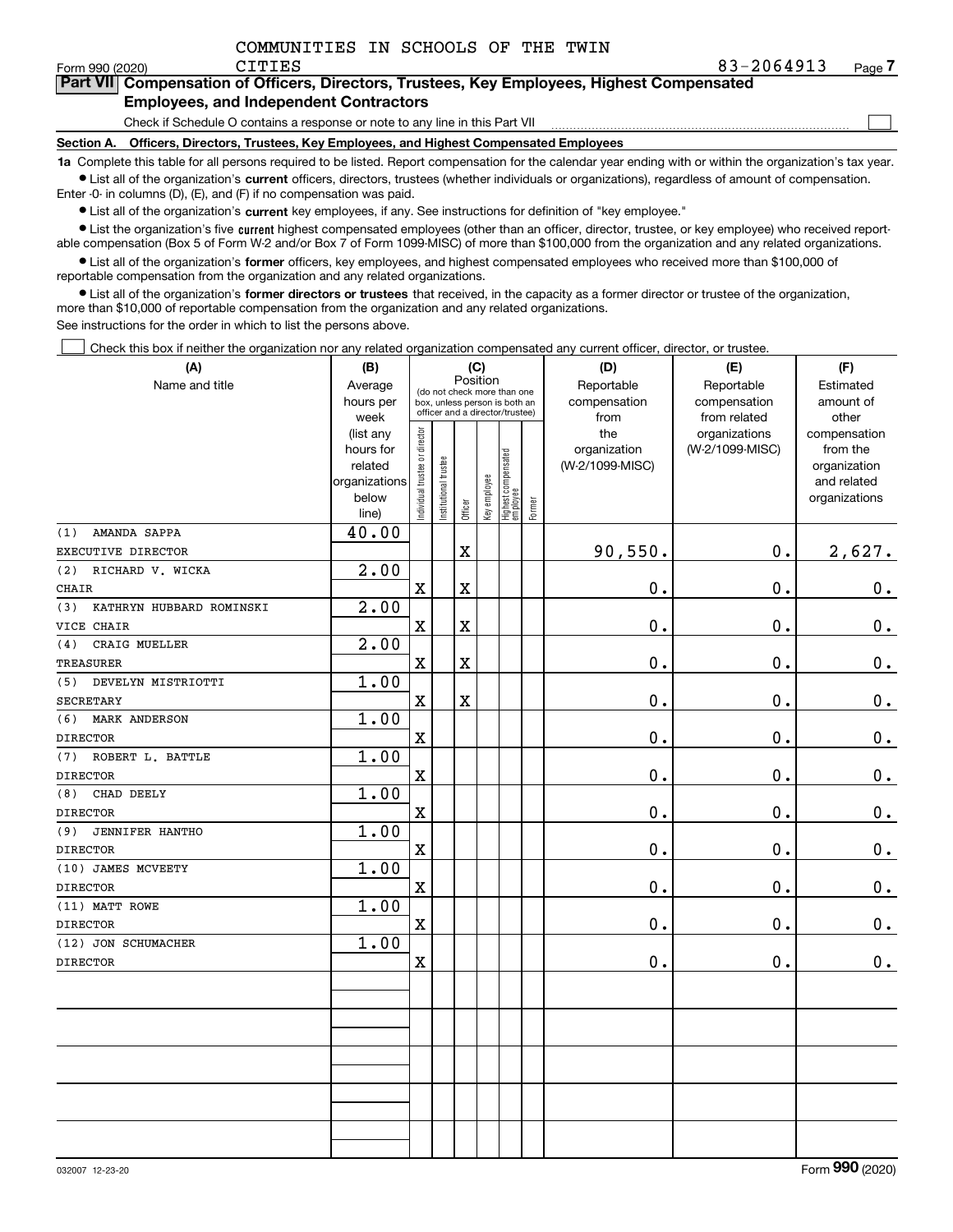COMMUNITIES IN SCHOOLS OF THE TWIN CITIES 83-2064913

Form 990 (2020) Page 7

## Part VII Compensation of Officers, Directors, Trustees, Key Employees, Highest Compensated Employees, and Independent Contractors

Check if Schedule O contains a response or note to any line in this Part VII

### Section A. Officers, Directors, Trustees, Key Employees, and Highest Compensated Employees

**1a** Complete this table for all persons required to be listed. Report compensation for the calendar year ending with or within the organization's tax year.

- List all of the organization's **current** officers, directors, trustees (whether individuals or organizations), regardless of amount of compensation. Enter -0- in columns (D), (E), and (F) if no compensation was paid.
- List all of the organization's **current** key employees, if any. See instructions for definition of "key employee."
- List the organization's five **current** highest compensated employees (other than an officer, director, trustee, or key employee) who received reportable compensation (Box 5 of Form W-2 and/or Box 7 of Form 1099-MISC) of more than $100,000 from the organization and any related organizations.
- List all of the organization's **former** officers, key employees, and highest compensated employees who received more than $100,000 of reportable compensation from the organization and any related organizations.
- List all of the organization's **former directors or trustees** that received, in the capacity as a former director or trustee of the organization, more than $10,000 of reportable compensation from the organization and any related organizations.

See instructions for the order in which to list the persons above.

Check this box if neither the organization nor any related organization compensated any current officer, director, or trustee.

| (A) Name and title | (B) Average hours per week (list any hours for related organizations below line) | (C) Position: Individual trustee or director | Institutional trustee | Officer | Key employee | Highest compensated employee | Former | (D) Reportable compensation from the organization (W-2/1099-MISC) | (E) Reportable compensation from related organizations (W-2/1099-MISC) | (F) Estimated amount of other compensation from the organization and related organizations |
|---|---|---|---|---|---|---|---|---|---|---|
| (1) AMANDA SAPPA<br>EXECUTIVE DIRECTOR | 40.00 | | | X | | | | 90,550. | 0. | 2,627. |
| (2) RICHARD V. WICKA<br>CHAIR | 2.00 | X | | X | | | | 0. | 0. | 0. |
| (3) KATHRYN HUBBARD ROMINSKI<br>VICE CHAIR | 2.00 | X | | X | | | | 0. | 0. | 0. |
| (4) CRAIG MUELLER<br>TREASURER | 2.00 | X | | X | | | | 0. | 0. | 0. |
| (5) DEVELYN MISTRIOTTI<br>SECRETARY | 1.00 | X | | X | | | | 0. | 0. | 0. |
| (6) MARK ANDERSON<br>DIRECTOR | 1.00 | X | | | | | | 0. | 0. | 0. |
| (7) ROBERT L. BATTLE<br>DIRECTOR | 1.00 | X | | | | | | 0. | 0. | 0. |
| (8) CHAD DEELY<br>DIRECTOR | 1.00 | X | | | | | | 0. | 0. | 0. |
| (9) JENNIFER HANTHO<br>DIRECTOR | 1.00 | X | | | | | | 0. | 0. | 0. |
| (10) JAMES MCVEETY<br>DIRECTOR | 1.00 | X | | | | | | 0. | 0. | 0. |
| (11) MATT ROWE<br>DIRECTOR | 1.00 | X | | | | | | 0. | 0. | 0. |
| (12) JON SCHUMACHER<br>DIRECTOR | 1.00 | X | | | | | | 0. | 0. | 0. |

032007 12-23-20 Form 990 (2020)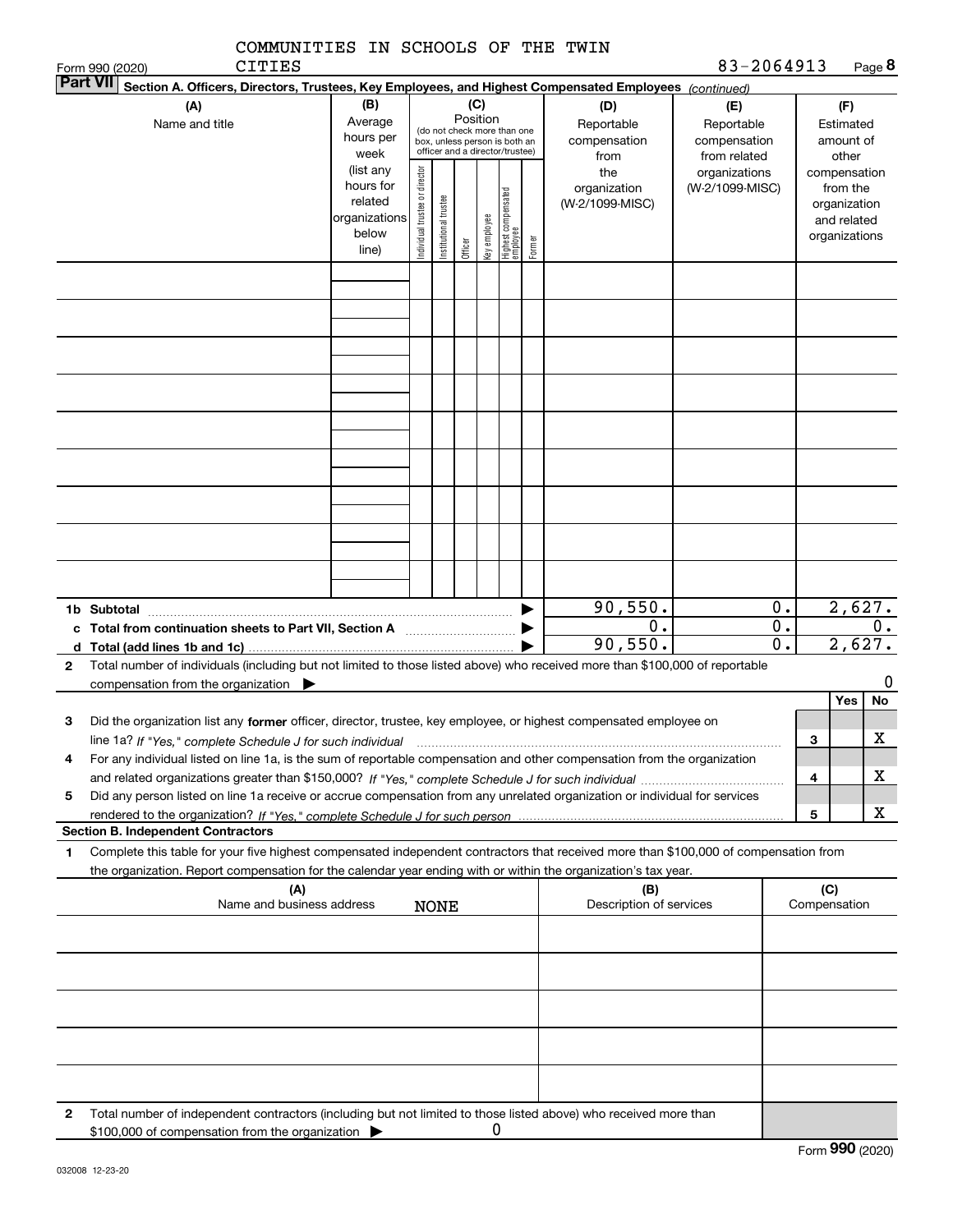COMMUNITIES IN SCHOOLS OF THE TWIN CITIES 83-2064913

Form 990 (2020)

## Part VII Section A. Officers, Directors, Trustees, Key Employees, and Highest Compensated Employees *(continued)*

| (A) Name and title | (B) Average hours per week (list any hours for related organizations below line) | (C) Position (do not check more than one box, unless person is both an officer and a director/trustee): Individual trustee or director | Institutional trustee | Officer | Key employee | Highest compensated employee | Former | (D) Reportable compensation from the organization (W-2/1099-MISC) | (E) Reportable compensation from related organizations (W-2/1099-MISC) | (F) Estimated amount of other compensation from the organization and related organizations |
|---|---|---|---|---|---|---|---|---|---|---|
| | | | | | | | | | | |
| | | | | | | | | | | |
| | | | | | | | | | | |
| | | | | | | | | | | |
| | | | | | | | | | | |
| | | | | | | | | | | |
| | | | | | | | | | | |
| | | | | | | | | | | |
| | | | | | | | | | | |
| **1b Subtotal** | | | | | | | | 90,550. | 0. | 2,627. |
| **c Total from continuation sheets to Part VII, Section A** | | | | | | | | 0. | 0. | 0. |
| **d Total (add lines 1b and 1c)** | | | | | | | | 90,550. | 0. | 2,627. |

**2** Total number of individuals (including but not limited to those listed above) who received more than $100,000 of reportable compensation from the organization ▶ 0

| | | Yes | No |
|---|---|---|---|
| **3** Did the organization list any **former** officer, director, trustee, key employee, or highest compensated employee on line 1a? *If "Yes," complete Schedule J for such individual* | 3 | | X |
| **4** For any individual listed on line 1a, is the sum of reportable compensation and other compensation from the organization and related organizations greater than $150,000? *If "Yes," complete Schedule J for such individual* | 4 | | X |
| **5** Did any person listed on line 1a receive or accrue compensation from any unrelated organization or individual for services rendered to the organization? *If "Yes," complete Schedule J for such person* | 5 | | X |

### Section B. Independent Contractors

**1** Complete this table for your five highest compensated independent contractors that received more than $100,000 of compensation from the organization. Report compensation for the calendar year ending with or within the organization's tax year.

| (A) Name and business address | (B) Description of services | (C) Compensation |
|---|---|---|
| NONE | | |
| | | |
| | | |
| | | |
| | | |

**2** Total number of independent contractors (including but not limited to those listed above) who received more than $100,000 of compensation from the organization ▶ 0

Form **990** (2020)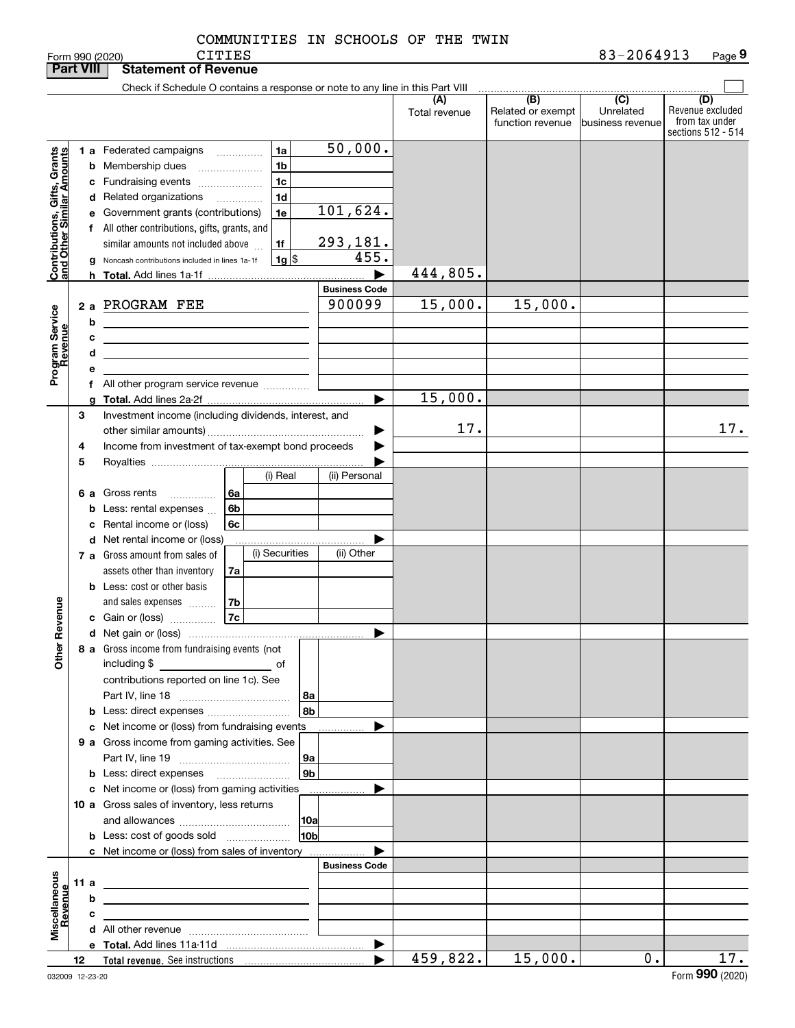COMMUNITIES IN SCHOOLS OF THE TWIN CITIES

Form 990 (2020) 83-2064913 Page **9**

**Part VIII Statement of Revenue**

Check if Schedule O contains a response or note to any line in this Part VIII ☐

| | | | | (A) Total revenue | (B) Related or exempt function revenue | (C) Unrelated business revenue | (D) Revenue excluded from tax under sections 512 - 514 |
|---|---|---|---|---|---|---|---|
| **Contributions, Gifts, Grants and Other Similar Amounts** | 1 a Federated campaigns | 1a | 50,000. | | | | |
| | b Membership dues | 1b | | | | | |
| | c Fundraising events | 1c | | | | | |
| | d Related organizations | 1d | | | | | |
| | e Government grants (contributions) | 1e | 101,624. | | | | |
| | f All other contributions, gifts, grants, and similar amounts not included above | 1f | 293,181. | | | | |
| | g Noncash contributions included in lines 1a-1f | 1g $ | 455. | | | | |
| | h **Total.** Add lines 1a-1f | | ▶ | 444,805. | | | |
| | | | Business Code | | | | |
| **Program Service Revenue** | 2 a PROGRAM FEE | | 900099 | 15,000. | 15,000. | | |
| | b | | | | | | |
| | c | | | | | | |
| | d | | | | | | |
| | e | | | | | | |
| | f All other program service revenue | | | | | | |
| | g **Total.** Add lines 2a-2f | | ▶ | 15,000. | | | |
| **Other Revenue** | 3 Investment income (including dividends, interest, and other similar amounts) | | ▶ | 17. | | | 17. |
| | 4 Income from investment of tax-exempt bond proceeds | | ▶ | | | | |
| | 5 Royalties | | ▶ | | | | |
| | | (i) Real | (ii) Personal | | | | |
| | 6 a Gross rents 6a | | | | | | |
| | b Less: rental expenses 6b | | | | | | |
| | c Rental income or (loss) 6c | | | | | | |
| | d Net rental income or (loss) | | ▶ | | | | |
| | | (i) Securities | (ii) Other | | | | |
| | 7 a Gross amount from sales of assets other than inventory 7a | | | | | | |
| | b Less: cost or other basis and sales expenses 7b | | | | | | |
| | c Gain or (loss) 7c | | | | | | |
| | d Net gain or (loss) | | ▶ | | | | |
| | 8 a Gross income from fundraising events (not including $ ______ of contributions reported on line 1c). See Part IV, line 18 | 8a | | | | | |
| | b Less: direct expenses | 8b | | | | | |
| | c Net income or (loss) from fundraising events | | ▶ | | | | |
| | 9 a Gross income from gaming activities. See Part IV, line 19 | 9a | | | | | |
| | b Less: direct expenses | 9b | | | | | |
| | c Net income or (loss) from gaming activities | | ▶ | | | | |
| | 10 a Gross sales of inventory, less returns and allowances | 10a | | | | | |
| | b Less: cost of goods sold | 10b | | | | | |
| | c Net income or (loss) from sales of inventory | | ▶ | | | | |
| | | | Business Code | | | | |
| **Miscellaneous Revenue** | 11 a | | | | | | |
| | b | | | | | | |
| | c | | | | | | |
| | d All other revenue | | | | | | |
| | e **Total.** Add lines 11a-11d | | ▶ | | | | |
| | 12 **Total revenue.** See instructions | | ▶ | 459,822. | 15,000. | 0. | 17. |

032009 12-23-20 Form **990** (2020)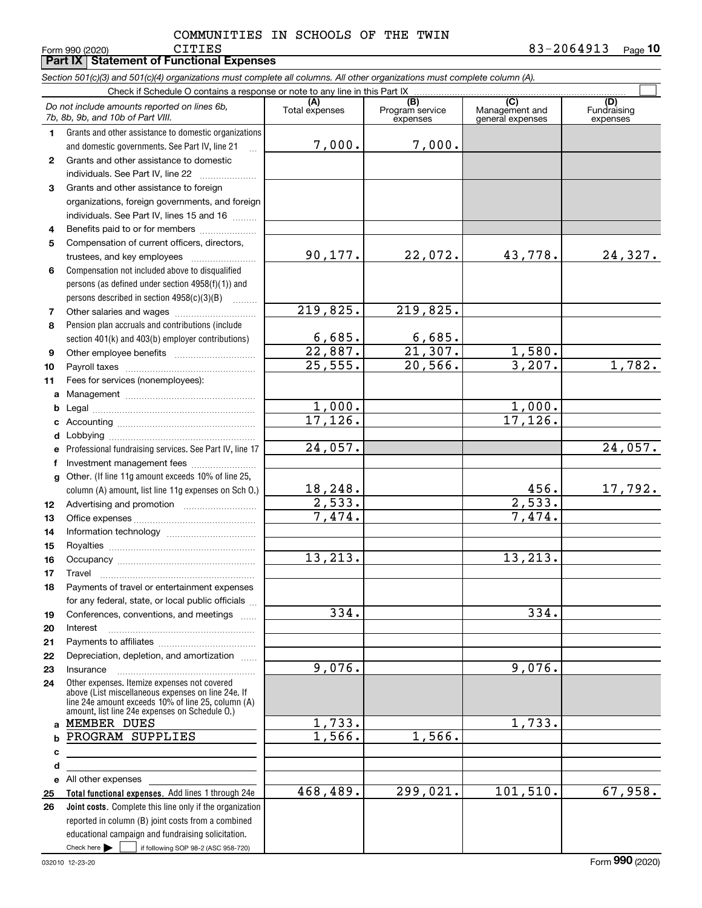COMMUNITIES IN SCHOOLS OF THE TWIN CITIES

Form 990 (2020) 83-2064913

**Part IX Statement of Functional Expenses**

*Section 501(c)(3) and 501(c)(4) organizations must complete all columns. All other organizations must complete column (A).*

Check if Schedule O contains a response or note to any line in this Part IX ☐

| | *Do not include amounts reported on lines 6b, 7b, 8b, 9b, and 10b of Part VIII.* | (A) Total expenses | (B) Program service expenses | (C) Management and general expenses | (D) Fundraising expenses |
|---|---|---|---|---|---|
| 1 | Grants and other assistance to domestic organizations and domestic governments. See Part IV, line 21 | 7,000. | 7,000. | | |
| 2 | Grants and other assistance to domestic individuals. See Part IV, line 22 | | | | |
| 3 | Grants and other assistance to foreign organizations, foreign governments, and foreign individuals. See Part IV, lines 15 and 16 | | | | |
| 4 | Benefits paid to or for members | | | | |
| 5 | Compensation of current officers, directors, trustees, and key employees | 90,177. | 22,072. | 43,778. | 24,327. |
| 6 | Compensation not included above to disqualified persons (as defined under section 4958(f)(1)) and persons described in section 4958(c)(3)(B) | | | | |
| 7 | Other salaries and wages | 219,825. | 219,825. | | |
| 8 | Pension plan accruals and contributions (include section 401(k) and 403(b) employer contributions) | 6,685. | 6,685. | | |
| 9 | Other employee benefits | 22,887. | 21,307. | 1,580. | |
| 10 | Payroll taxes | 25,555. | 20,566. | 3,207. | 1,782. |
| 11 | Fees for services (nonemployees): | | | | |
| a | Management | | | | |
| b | Legal | 1,000. | | 1,000. | |
| c | Accounting | 17,126. | | 17,126. | |
| d | Lobbying | | | | |
| e | Professional fundraising services. See Part IV, line 17 | 24,057. | | | 24,057. |
| f | Investment management fees | | | | |
| g | Other. (If line 11g amount exceeds 10% of line 25, column (A) amount, list line 11g expenses on Sch O.) | 18,248. | | 456. | 17,792. |
| 12 | Advertising and promotion | 2,533. | | 2,533. | |
| 13 | Office expenses | 7,474. | | 7,474. | |
| 14 | Information technology | | | | |
| 15 | Royalties | | | | |
| 16 | Occupancy | 13,213. | | 13,213. | |
| 17 | Travel | | | | |
| 18 | Payments of travel or entertainment expenses for any federal, state, or local public officials | | | | |
| 19 | Conferences, conventions, and meetings | 334. | | 334. | |
| 20 | Interest | | | | |
| 21 | Payments to affiliates | | | | |
| 22 | Depreciation, depletion, and amortization | | | | |
| 23 | Insurance | 9,076. | | 9,076. | |
| 24 | Other expenses. Itemize expenses not covered above (List miscellaneous expenses on line 24e. If line 24e amount exceeds 10% of line 25, column (A) amount, list line 24e expenses on Schedule O.) | | | | |
| a | MEMBER DUES | 1,733. | | 1,733. | |
| b | PROGRAM SUPPLIES | 1,566. | 1,566. | | |
| c | | | | | |
| d | | | | | |
| e | All other expenses | | | | |
| 25 | **Total functional expenses.** Add lines 1 through 24e | 468,489. | 299,021. | 101,510. | 67,958. |
| 26 | **Joint costs.** Complete this line only if the organization reported in column (B) joint costs from a combined educational campaign and fundraising solicitation. Check here ☐ if following SOP 98-2 (ASC 958-720) | | | | |

032010 12-23-20 Form **990** (2020)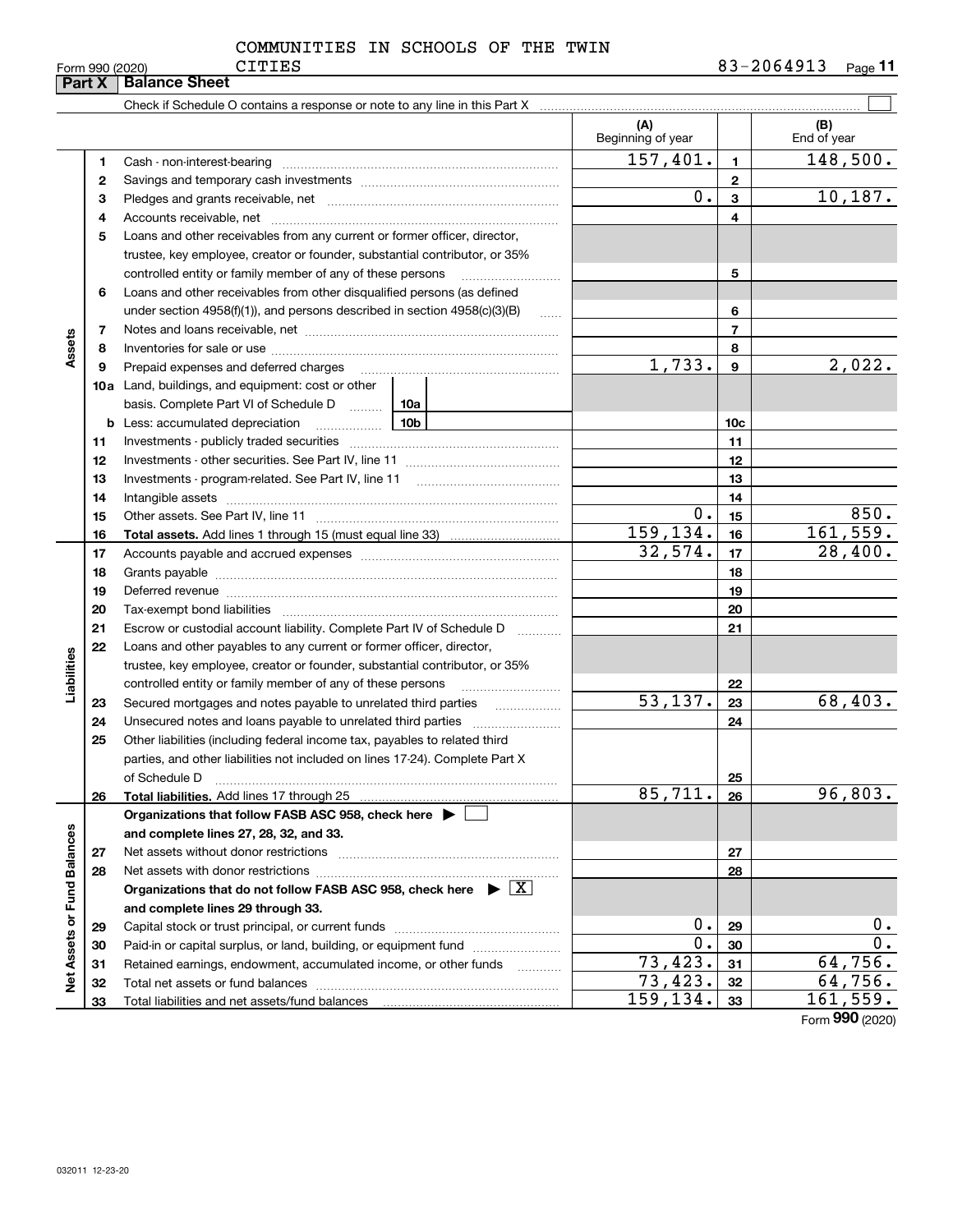COMMUNITIES IN SCHOOLS OF THE TWIN CITIES

Form 990 (2020) 83-2064913 Page 11

## Part X Balance Sheet

Check if Schedule O contains a response or note to any line in this Part X ☐

| | | | (A) Beginning of year | | (B) End of year |
|---|---|---|---|---|---|
| Assets | 1 | Cash - non-interest-bearing | 157,401. | 1 | 148,500. |
| | 2 | Savings and temporary cash investments | | 2 | |
| | 3 | Pledges and grants receivable, net | 0. | 3 | 10,187. |
| | 4 | Accounts receivable, net | | 4 | |
| | 5 | Loans and other receivables from any current or former officer, director, trustee, key employee, creator or founder, substantial contributor, or 35% controlled entity or family member of any of these persons | | 5 | |
| | 6 | Loans and other receivables from other disqualified persons (as defined under section 4958(f)(1)), and persons described in section 4958(c)(3)(B) | | 6 | |
| | 7 | Notes and loans receivable, net | | 7 | |
| | 8 | Inventories for sale or use | | 8 | |
| | 9 | Prepaid expenses and deferred charges | 1,733. | 9 | 2,022. |
| | 10a | Land, buildings, and equipment: cost or other basis. Complete Part VI of Schedule D ... 10a | | | |
| | b | Less: accumulated depreciation ... 10b | | 10c | |
| | 11 | Investments - publicly traded securities | | 11 | |
| | 12 | Investments - other securities. See Part IV, line 11 | | 12 | |
| | 13 | Investments - program-related. See Part IV, line 11 | | 13 | |
| | 14 | Intangible assets | | 14 | |
| | 15 | Other assets. See Part IV, line 11 | 0. | 15 | 850. |
| | 16 | **Total assets.** Add lines 1 through 15 (must equal line 33) | 159,134. | 16 | 161,559. |
| Liabilities | 17 | Accounts payable and accrued expenses | 32,574. | 17 | 28,400. |
| | 18 | Grants payable | | 18 | |
| | 19 | Deferred revenue | | 19 | |
| | 20 | Tax-exempt bond liabilities | | 20 | |
| | 21 | Escrow or custodial account liability. Complete Part IV of Schedule D | | 21 | |
| | 22 | Loans and other payables to any current or former officer, director, trustee, key employee, creator or founder, substantial contributor, or 35% controlled entity or family member of any of these persons | | 22 | |
| | 23 | Secured mortgages and notes payable to unrelated third parties | 53,137. | 23 | 68,403. |
| | 24 | Unsecured notes and loans payable to unrelated third parties | | 24 | |
| | 25 | Other liabilities (including federal income tax, payables to related third parties, and other liabilities not included on lines 17-24). Complete Part X of Schedule D | | 25 | |
| | 26 | **Total liabilities.** Add lines 17 through 25 | 85,711. | 26 | 96,803. |
| Net Assets or Fund Balances | | **Organizations that follow FASB ASC 958, check here ▶ ☐ and complete lines 27, 28, 32, and 33.** | | | |
| | 27 | Net assets without donor restrictions | | 27 | |
| | 28 | Net assets with donor restrictions | | 28 | |
| | | **Organizations that do not follow FASB ASC 958, check here ▶ ☒ and complete lines 29 through 33.** | | | |
| | 29 | Capital stock or trust principal, or current funds | 0. | 29 | 0. |
| | 30 | Paid-in or capital surplus, or land, building, or equipment fund | 0. | 30 | 0. |
| | 31 | Retained earnings, endowment, accumulated income, or other funds | 73,423. | 31 | 64,756. |
| | 32 | Total net assets or fund balances | 73,423. | 32 | 64,756. |
| | 33 | Total liabilities and net assets/fund balances | 159,134. | 33 | 161,559. |

Form **990** (2020)

032011 12-23-20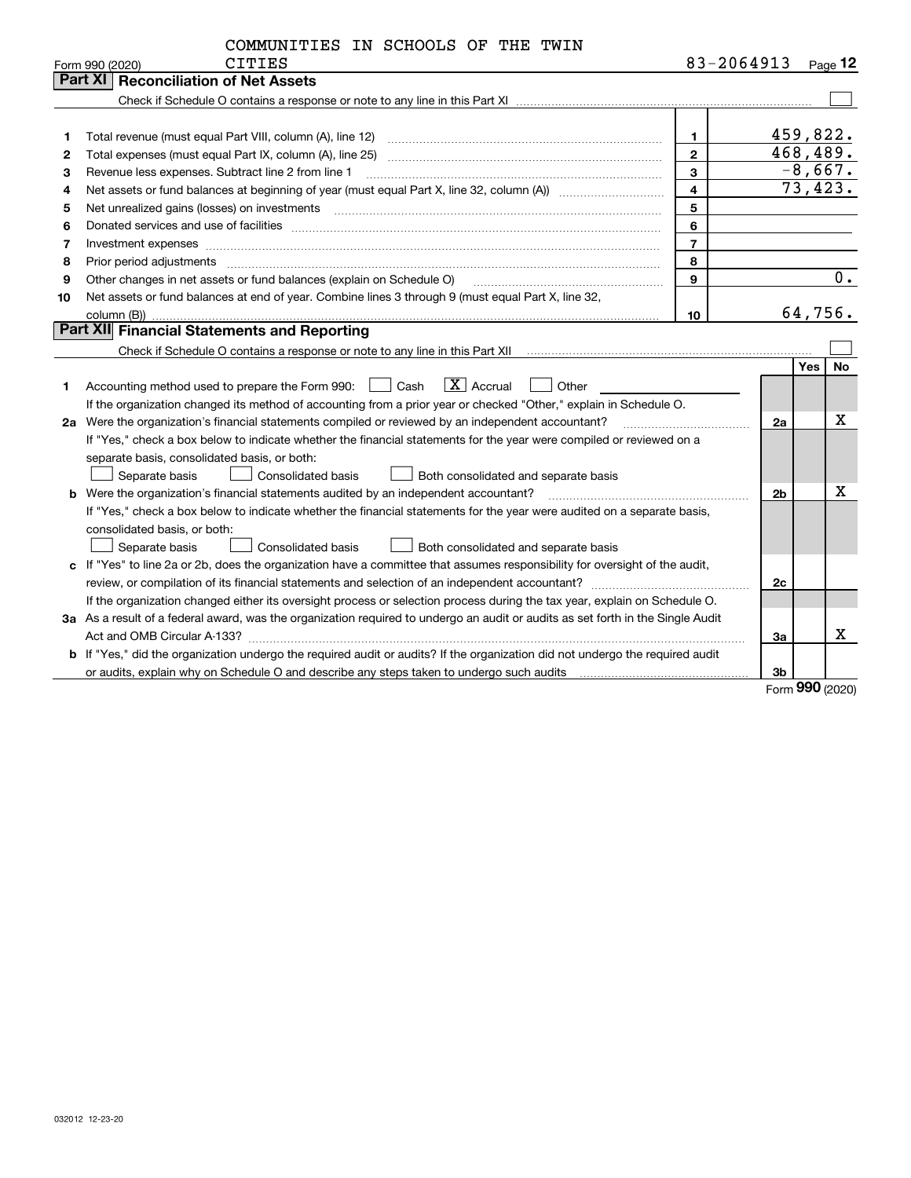COMMUNITIES IN SCHOOLS OF THE TWIN CITIES

Form 990 (2020) 83-2064913

## Part XI Reconciliation of Net Assets

Check if Schedule O contains a response or note to any line in this Part XI ☐

| | | | |
|---|---|---|---|
| 1 | Total revenue (must equal Part VIII, column (A), line 12) | 1 | 459,822. |
| 2 | Total expenses (must equal Part IX, column (A), line 25) | 2 | 468,489. |
| 3 | Revenue less expenses. Subtract line 2 from line 1 | 3 | -8,667. |
| 4 | Net assets or fund balances at beginning of year (must equal Part X, line 32, column (A)) | 4 | 73,423. |
| 5 | Net unrealized gains (losses) on investments | 5 | |
| 6 | Donated services and use of facilities | 6 | |
| 7 | Investment expenses | 7 | |
| 8 | Prior period adjustments | 8 | |
| 9 | Other changes in net assets or fund balances (explain on Schedule O) | 9 | 0. |
| 10 | Net assets or fund balances at end of year. Combine lines 3 through 9 (must equal Part X, line 32, column (B)) | 10 | 64,756. |

## Part XII Financial Statements and Reporting

Check if Schedule O contains a response or note to any line in this Part XII ☐

| | | | Yes | No |
|---|---|---|---|---|
| 1 | Accounting method used to prepare the Form 990: ☐ Cash ☒ Accrual ☐ Other | | | |
| | If the organization changed its method of accounting from a prior year or checked "Other," explain in Schedule O. | | | |
| 2a | Were the organization's financial statements compiled or reviewed by an independent accountant? | 2a | | X |
| | If "Yes," check a box below to indicate whether the financial statements for the year were compiled or reviewed on a separate basis, consolidated basis, or both: ☐ Separate basis ☐ Consolidated basis ☐ Both consolidated and separate basis | | | |
| b | Were the organization's financial statements audited by an independent accountant? | 2b | | X |
| | If "Yes," check a box below to indicate whether the financial statements for the year were audited on a separate basis, consolidated basis, or both: ☐ Separate basis ☐ Consolidated basis ☐ Both consolidated and separate basis | | | |
| c | If "Yes" to line 2a or 2b, does the organization have a committee that assumes responsibility for oversight of the audit, review, or compilation of its financial statements and selection of an independent accountant? | 2c | | |
| | If the organization changed either its oversight process or selection process during the tax year, explain on Schedule O. | | | |
| 3a | As a result of a federal award, was the organization required to undergo an audit or audits as set forth in the Single Audit Act and OMB Circular A-133? | 3a | | X |
| b | If "Yes," did the organization undergo the required audit or audits? If the organization did not undergo the required audit or audits, explain why on Schedule O and describe any steps taken to undergo such audits | 3b | | |

Form **990** (2020)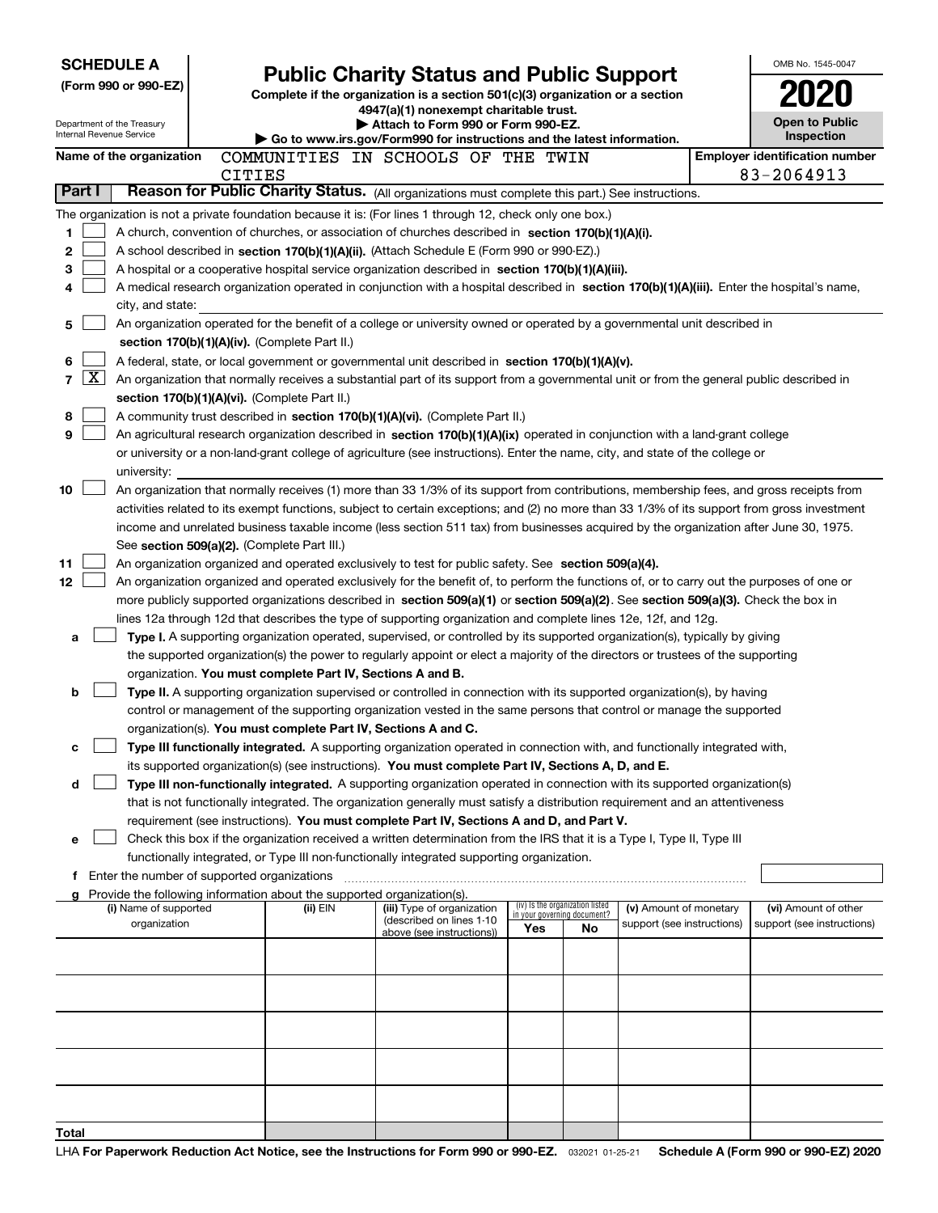**SCHEDULE A**
**(Form 990 or 990-EZ)**

Department of the Treasury
Internal Revenue Service

# Public Charity Status and Public Support

**Complete if the organization is a section 501(c)(3) organization or a section 4947(a)(1) nonexempt charitable trust.**
**▶ Attach to Form 990 or Form 990-EZ.**
**▶ Go to www.irs.gov/Form990 for instructions and the latest information.**

OMB No. 1545-0047
**2020**
**Open to Public Inspection**

**Name of the organization** COMMUNITIES IN SCHOOLS OF THE TWIN CITIES
**Employer identification number** 83-2064913

**Part I** **Reason for Public Charity Status.** (All organizations must complete this part.) See instructions.

The organization is not a private foundation because it is: (For lines 1 through 12, check only one box.)

1 ☐ A church, convention of churches, or association of churches described in **section 170(b)(1)(A)(i).**
2 ☐ A school described in **section 170(b)(1)(A)(ii).** (Attach Schedule E (Form 990 or 990-EZ).)
3 ☐ A hospital or a cooperative hospital service organization described in **section 170(b)(1)(A)(iii).**
4 ☐ A medical research organization operated in conjunction with a hospital described in **section 170(b)(1)(A)(iii).** Enter the hospital's name, city, and state:
5 ☐ An organization operated for the benefit of a college or university owned or operated by a governmental unit described in **section 170(b)(1)(A)(iv).** (Complete Part II.)
6 ☐ A federal, state, or local government or governmental unit described in **section 170(b)(1)(A)(v).**
7 ☒ An organization that normally receives a substantial part of its support from a governmental unit or from the general public described in **section 170(b)(1)(A)(vi).** (Complete Part II.)
8 ☐ A community trust described in **section 170(b)(1)(A)(vi).** (Complete Part II.)
9 ☐ An agricultural research organization described in **section 170(b)(1)(A)(ix)** operated in conjunction with a land-grant college or university or a non-land-grant college of agriculture (see instructions). Enter the name, city, and state of the college or university:
10 ☐ An organization that normally receives (1) more than 33 1/3% of its support from contributions, membership fees, and gross receipts from activities related to its exempt functions, subject to certain exceptions; and (2) no more than 33 1/3% of its support from gross investment income and unrelated business taxable income (less section 511 tax) from businesses acquired by the organization after June 30, 1975. See **section 509(a)(2).** (Complete Part III.)
11 ☐ An organization organized and operated exclusively to test for public safety. See **section 509(a)(4).**
12 ☐ An organization organized and operated exclusively for the benefit of, to perform the functions of, or to carry out the purposes of one or more publicly supported organizations described in **section 509(a)(1)** or **section 509(a)(2)**. See **section 509(a)(3).** Check the box in lines 12a through 12d that describes the type of supporting organization and complete lines 12e, 12f, and 12g.

a ☐ **Type I.** A supporting organization operated, supervised, or controlled by its supported organization(s), typically by giving the supported organization(s) the power to regularly appoint or elect a majority of the directors or trustees of the supporting organization. **You must complete Part IV, Sections A and B.**
b ☐ **Type II.** A supporting organization supervised or controlled in connection with its supported organization(s), by having control or management of the supporting organization vested in the same persons that control or manage the supported organization(s). **You must complete Part IV, Sections A and C.**
c ☐ **Type III functionally integrated.** A supporting organization operated in connection with, and functionally integrated with, its supported organization(s) (see instructions). **You must complete Part IV, Sections A, D, and E.**
d ☐ **Type III non-functionally integrated.** A supporting organization operated in connection with its supported organization(s) that is not functionally integrated. The organization generally must satisfy a distribution requirement and an attentiveness requirement (see instructions). **You must complete Part IV, Sections A and D, and Part V.**
e ☐ Check this box if the organization received a written determination from the IRS that it is a Type I, Type II, Type III functionally integrated, or Type III non-functionally integrated supporting organization.
f Enter the number of supported organizations
g Provide the following information about the supported organization(s).

| (i) Name of supported organization | (ii) EIN | (iii) Type of organization (described on lines 1-10 above (see instructions)) | (iv) Is the organization listed in your governing document? Yes | No | (v) Amount of monetary support (see instructions) | (vi) Amount of other support (see instructions) |
|---|---|---|---|---|---|---|
| | | | | | | |
| | | | | | | |
| | | | | | | |
| | | | | | | |
| | | | | | | |
| **Total** | | | | | | |

LHA **For Paperwork Reduction Act Notice, see the Instructions for Form 990 or 990-EZ.** 032021 01-25-21 **Schedule A (Form 990 or 990-EZ) 2020**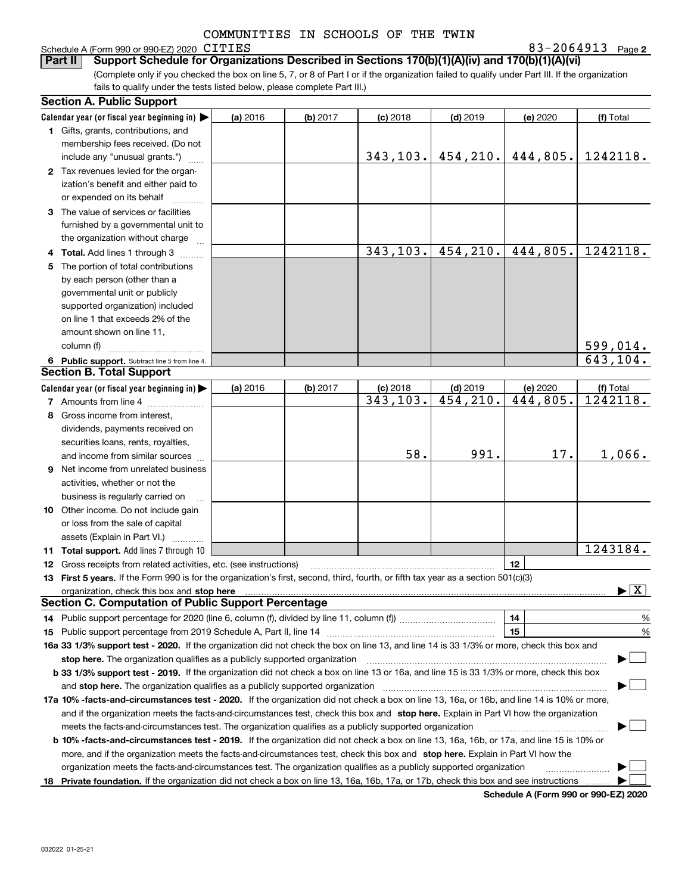COMMUNITIES IN SCHOOLS OF THE TWIN CITIES

Schedule A (Form 990 or 990-EZ) 2020 83-2064913 Page 2

**Part II Support Schedule for Organizations Described in Sections 170(b)(1)(A)(iv) and 170(b)(1)(A)(vi)**

(Complete only if you checked the box on line 5, 7, or 8 of Part I or if the organization failed to qualify under Part III. If the organization fails to qualify under the tests listed below, please complete Part III.)

**Section A. Public Support**

| Calendar year (or fiscal year beginning in) ▶ | (a) 2016 | (b) 2017 | (c) 2018 | (d) 2019 | (e) 2020 | (f) Total |
|---|---|---|---|---|---|---|
| 1 Gifts, grants, contributions, and membership fees received. (Do not include any "unusual grants.") | | | 343,103. | 454,210. | 444,805. | 1242118. |
| 2 Tax revenues levied for the organization's benefit and either paid to or expended on its behalf | | | | | | |
| 3 The value of services or facilities furnished by a governmental unit to the organization without charge | | | | | | |
| 4 **Total.** Add lines 1 through 3 | | | 343,103. | 454,210. | 444,805. | 1242118. |
| 5 The portion of total contributions by each person (other than a governmental unit or publicly supported organization) included on line 1 that exceeds 2% of the amount shown on line 11, column (f) | | | | | | 599,014. |
| 6 **Public support.** Subtract line 5 from line 4. | | | | | | 643,104. |

**Section B. Total Support**

| Calendar year (or fiscal year beginning in) ▶ | (a) 2016 | (b) 2017 | (c) 2018 | (d) 2019 | (e) 2020 | (f) Total |
|---|---|---|---|---|---|---|
| 7 Amounts from line 4 | | | 343,103. | 454,210. | 444,805. | 1242118. |
| 8 Gross income from interest, dividends, payments received on securities loans, rents, royalties, and income from similar sources | | | 58. | 991. | 17. | 1,066. |
| 9 Net income from unrelated business activities, whether or not the business is regularly carried on | | | | | | |
| 10 Other income. Do not include gain or loss from the sale of capital assets (Explain in Part VI.) | | | | | | |
| 11 **Total support.** Add lines 7 through 10 | | | | | | 1243184. |

12 Gross receipts from related activities, etc. (see instructions) | 12 |

13 **First 5 years.** If the Form 990 is for the organization's first, second, third, fourth, or fifth tax year as a section 501(c)(3) organization, check this box and **stop here** ▶ [X]

**Section C. Computation of Public Support Percentage**

14 Public support percentage for 2020 (line 6, column (f), divided by line 11, column (f)) | 14 | %

15 Public support percentage from 2019 Schedule A, Part II, line 14 | 15 | %

**16a 33 1/3% support test - 2020.** If the organization did not check the box on line 13, and line 14 is 33 1/3% or more, check this box and **stop here.** The organization qualifies as a publicly supported organization ▶ [ ]

**b 33 1/3% support test - 2019.** If the organization did not check a box on line 13 or 16a, and line 15 is 33 1/3% or more, check this box and **stop here.** The organization qualifies as a publicly supported organization ▶ [ ]

**17a 10% -facts-and-circumstances test - 2020.** If the organization did not check a box on line 13, 16a, or 16b, and line 14 is 10% or more, and if the organization meets the facts-and-circumstances test, check this box and **stop here.** Explain in Part VI how the organization meets the facts-and-circumstances test. The organization qualifies as a publicly supported organization ▶ [ ]

**b 10% -facts-and-circumstances test - 2019.** If the organization did not check a box on line 13, 16a, 16b, or 17a, and line 15 is 10% or more, and if the organization meets the facts-and-circumstances test, check this box and **stop here.** Explain in Part VI how the organization meets the facts-and-circumstances test. The organization qualifies as a publicly supported organization ▶ [ ]

**18 Private foundation.** If the organization did not check a box on line 13, 16a, 16b, 17a, or 17b, check this box and see instructions ▶ [ ]

**Schedule A (Form 990 or 990-EZ) 2020**

032022 01-25-21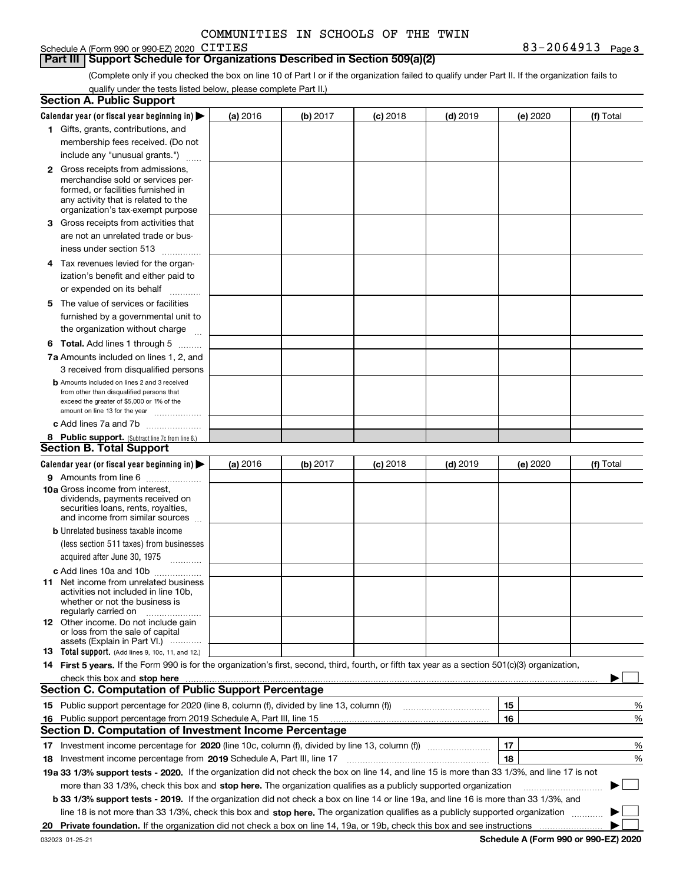COMMUNITIES IN SCHOOLS OF THE TWIN

Schedule A (Form 990 or 990-EZ) 2020 CITIES 83-2064913 Page 3

## Part III | Support Schedule for Organizations Described in Section 509(a)(2)

(Complete only if you checked the box on line 10 of Part I or if the organization failed to qualify under Part II. If the organization fails to qualify under the tests listed below, please complete Part II.)

### Section A. Public Support

| Calendar year (or fiscal year beginning in) ▶ | (a) 2016 | (b) 2017 | (c) 2018 | (d) 2019 | (e) 2020 | (f) Total |
|---|---|---|---|---|---|---|
| 1 Gifts, grants, contributions, and membership fees received. (Do not include any "unusual grants.") | | | | | | |
| 2 Gross receipts from admissions, merchandise sold or services performed, or facilities furnished in any activity that is related to the organization's tax-exempt purpose | | | | | | |
| 3 Gross receipts from activities that are not an unrelated trade or business under section 513 | | | | | | |
| 4 Tax revenues levied for the organization's benefit and either paid to or expended on its behalf | | | | | | |
| 5 The value of services or facilities furnished by a governmental unit to the organization without charge | | | | | | |
| 6 **Total.** Add lines 1 through 5 | | | | | | |
| 7a Amounts included on lines 1, 2, and 3 received from disqualified persons | | | | | | |
| b Amounts included on lines 2 and 3 received from other than disqualified persons that exceed the greater of $5,000 or 1% of the amount on line 13 for the year | | | | | | |
| c Add lines 7a and 7b | | | | | | |
| 8 **Public support.** (Subtract line 7c from line 6.) | | | | | | |

### Section B. Total Support

| Calendar year (or fiscal year beginning in) ▶ | (a) 2016 | (b) 2017 | (c) 2018 | (d) 2019 | (e) 2020 | (f) Total |
|---|---|---|---|---|---|---|
| 9 Amounts from line 6 | | | | | | |
| 10a Gross income from interest, dividends, payments received on securities loans, rents, royalties, and income from similar sources | | | | | | |
| b Unrelated business taxable income (less section 511 taxes) from businesses acquired after June 30, 1975 | | | | | | |
| c Add lines 10a and 10b | | | | | | |
| 11 Net income from unrelated business activities not included in line 10b, whether or not the business is regularly carried on | | | | | | |
| 12 Other income. Do not include gain or loss from the sale of capital assets (Explain in Part VI.) | | | | | | |
| 13 **Total support.** (Add lines 9, 10c, 11, and 12.) | | | | | | |

14 **First 5 years.** If the Form 990 is for the organization's first, second, third, fourth, or fifth tax year as a section 501(c)(3) organization, check this box and **stop here** ▶ ☐

### Section C. Computation of Public Support Percentage

| | | | |
|---|---|---|---|
| 15 | Public support percentage for 2020 (line 8, column (f), divided by line 13, column (f)) | 15 | % |
| 16 | Public support percentage from 2019 Schedule A, Part III, line 15 | 16 | % |

### Section D. Computation of Investment Income Percentage

| | | | |
|---|---|---|---|
| 17 | Investment income percentage for **2020** (line 10c, column (f), divided by line 13, column (f)) | 17 | % |
| 18 | Investment income percentage from **2019** Schedule A, Part III, line 17 | 18 | % |

**19a 33 1/3% support tests - 2020.** If the organization did not check the box on line 14, and line 15 is more than 33 1/3%, and line 17 is not more than 33 1/3%, check this box and **stop here.** The organization qualifies as a publicly supported organization ▶ ☐

**b 33 1/3% support tests - 2019.** If the organization did not check a box on line 14 or line 19a, and line 16 is more than 33 1/3%, and line 18 is not more than 33 1/3%, check this box and **stop here.** The organization qualifies as a publicly supported organization ▶ ☐

**20 Private foundation.** If the organization did not check a box on line 14, 19a, or 19b, check this box and see instructions ▶ ☐

032023 01-25-21 **Schedule A (Form 990 or 990-EZ) 2020**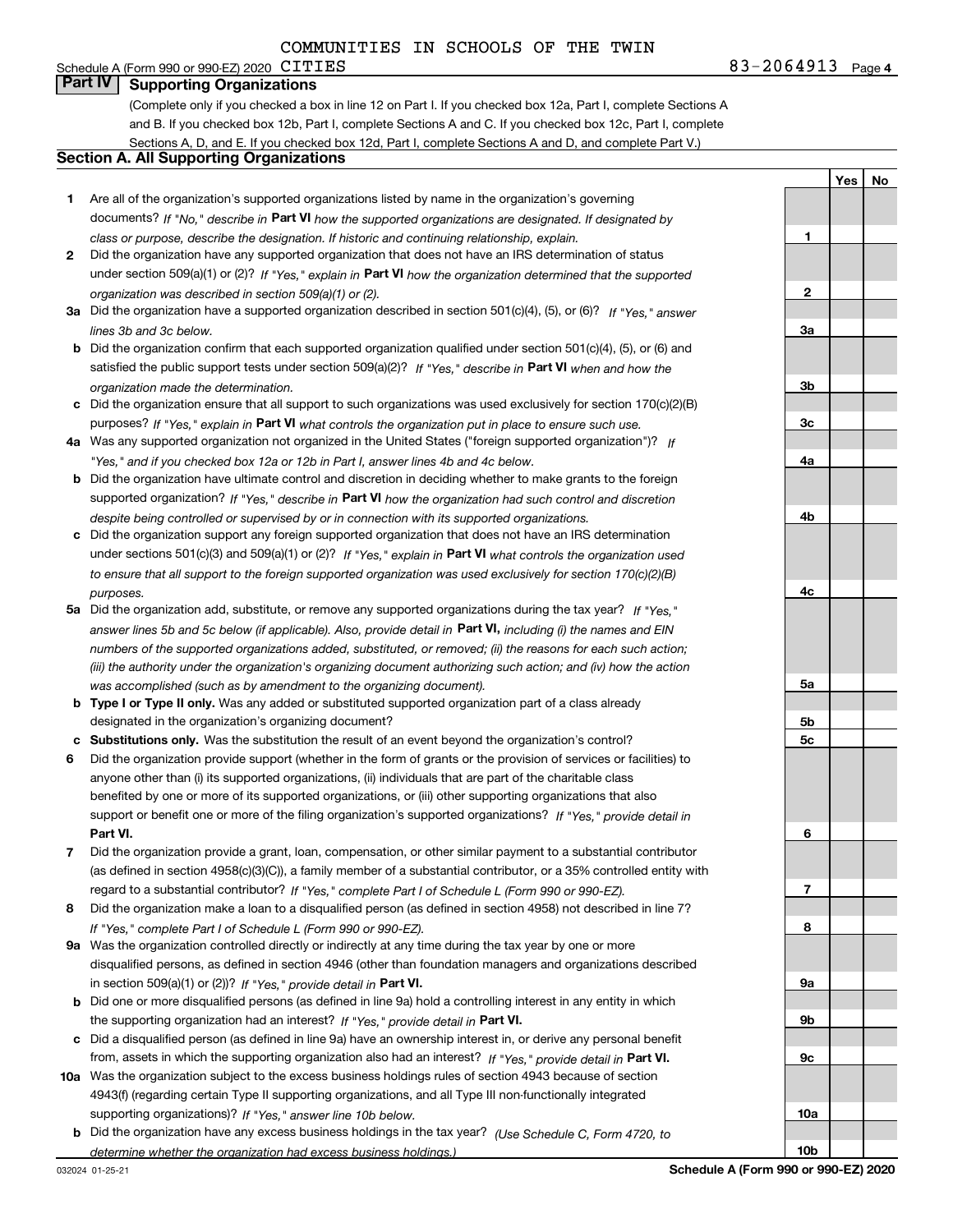COMMUNITIES IN SCHOOLS OF THE TWIN CITIES 83-2064913

## Part IV Supporting Organizations

(Complete only if you checked a box in line 12 on Part I. If you checked box 12a, Part I, complete Sections A and B. If you checked box 12b, Part I, complete Sections A and C. If you checked box 12c, Part I, complete Sections A, D, and E. If you checked box 12d, Part I, complete Sections A and D, and complete Part V.)

### Section A. All Supporting Organizations

| | | | Yes | No |
|---|---|---|---|---|
| **1** | Are all of the organization's supported organizations listed by name in the organization's governing documents? *If "No," describe in* **Part VI** *how the supported organizations are designated. If designated by class or purpose, describe the designation. If historic and continuing relationship, explain.* | **1** | | |
| **2** | Did the organization have any supported organization that does not have an IRS determination of status under section 509(a)(1) or (2)? *If "Yes," explain in* **Part VI** *how the organization determined that the supported organization was described in section 509(a)(1) or (2).* | **2** | | |
| **3a** | Did the organization have a supported organization described in section 501(c)(4), (5), or (6)? *If "Yes," answer lines 3b and 3c below.* | **3a** | | |
| **b** | Did the organization confirm that each supported organization qualified under section 501(c)(4), (5), or (6) and satisfied the public support tests under section 509(a)(2)? *If "Yes," describe in* **Part VI** *when and how the organization made the determination.* | **3b** | | |
| **c** | Did the organization ensure that all support to such organizations was used exclusively for section 170(c)(2)(B) purposes? *If "Yes," explain in* **Part VI** *what controls the organization put in place to ensure such use.* | **3c** | | |
| **4a** | Was any supported organization not organized in the United States ("foreign supported organization")? *If "Yes," and if you checked box 12a or 12b in Part I, answer lines 4b and 4c below.* | **4a** | | |
| **b** | Did the organization have ultimate control and discretion in deciding whether to make grants to the foreign supported organization? *If "Yes," describe in* **Part VI** *how the organization had such control and discretion despite being controlled or supervised by or in connection with its supported organizations.* | **4b** | | |
| **c** | Did the organization support any foreign supported organization that does not have an IRS determination under sections 501(c)(3) and 509(a)(1) or (2)? *If "Yes," explain in* **Part VI** *what controls the organization used to ensure that all support to the foreign supported organization was used exclusively for section 170(c)(2)(B) purposes.* | **4c** | | |
| **5a** | Did the organization add, substitute, or remove any supported organizations during the tax year? *If "Yes," answer lines 5b and 5c below (if applicable). Also, provide detail in* **Part VI,** *including (i) the names and EIN numbers of the supported organizations added, substituted, or removed; (ii) the reasons for each such action; (iii) the authority under the organization's organizing document authorizing such action; and (iv) how the action was accomplished (such as by amendment to the organizing document).* | **5a** | | |
| **b** | **Type I or Type II only.** Was any added or substituted supported organization part of a class already designated in the organization's organizing document? | **5b** | | |
| **c** | **Substitutions only.** Was the substitution the result of an event beyond the organization's control? | **5c** | | |
| **6** | Did the organization provide support (whether in the form of grants or the provision of services or facilities) to anyone other than (i) its supported organizations, (ii) individuals that are part of the charitable class benefited by one or more of its supported organizations, or (iii) other supporting organizations that also support or benefit one or more of the filing organization's supported organizations? *If "Yes," provide detail in* **Part VI.** | **6** | | |
| **7** | Did the organization provide a grant, loan, compensation, or other similar payment to a substantial contributor (as defined in section 4958(c)(3)(C)), a family member of a substantial contributor, or a 35% controlled entity with regard to a substantial contributor? *If "Yes," complete Part I of Schedule L (Form 990 or 990-EZ).* | **7** | | |
| **8** | Did the organization make a loan to a disqualified person (as defined in section 4958) not described in line 7? *If "Yes," complete Part I of Schedule L (Form 990 or 990-EZ).* | **8** | | |
| **9a** | Was the organization controlled directly or indirectly at any time during the tax year by one or more disqualified persons, as defined in section 4946 (other than foundation managers and organizations described in section 509(a)(1) or (2))? *If "Yes," provide detail in* **Part VI.** | **9a** | | |
| **b** | Did one or more disqualified persons (as defined in line 9a) hold a controlling interest in any entity in which the supporting organization had an interest? *If "Yes," provide detail in* **Part VI.** | **9b** | | |
| **c** | Did a disqualified person (as defined in line 9a) have an ownership interest in, or derive any personal benefit from, assets in which the supporting organization also had an interest? *If "Yes," provide detail in* **Part VI.** | **9c** | | |
| **10a** | Was the organization subject to the excess business holdings rules of section 4943 because of section 4943(f) (regarding certain Type II supporting organizations, and all Type III non-functionally integrated supporting organizations)? *If "Yes," answer line 10b below.* | **10a** | | |
| **b** | Did the organization have any excess business holdings in the tax year? *(Use Schedule C, Form 4720, to determine whether the organization had excess business holdings.)* | **10b** | | |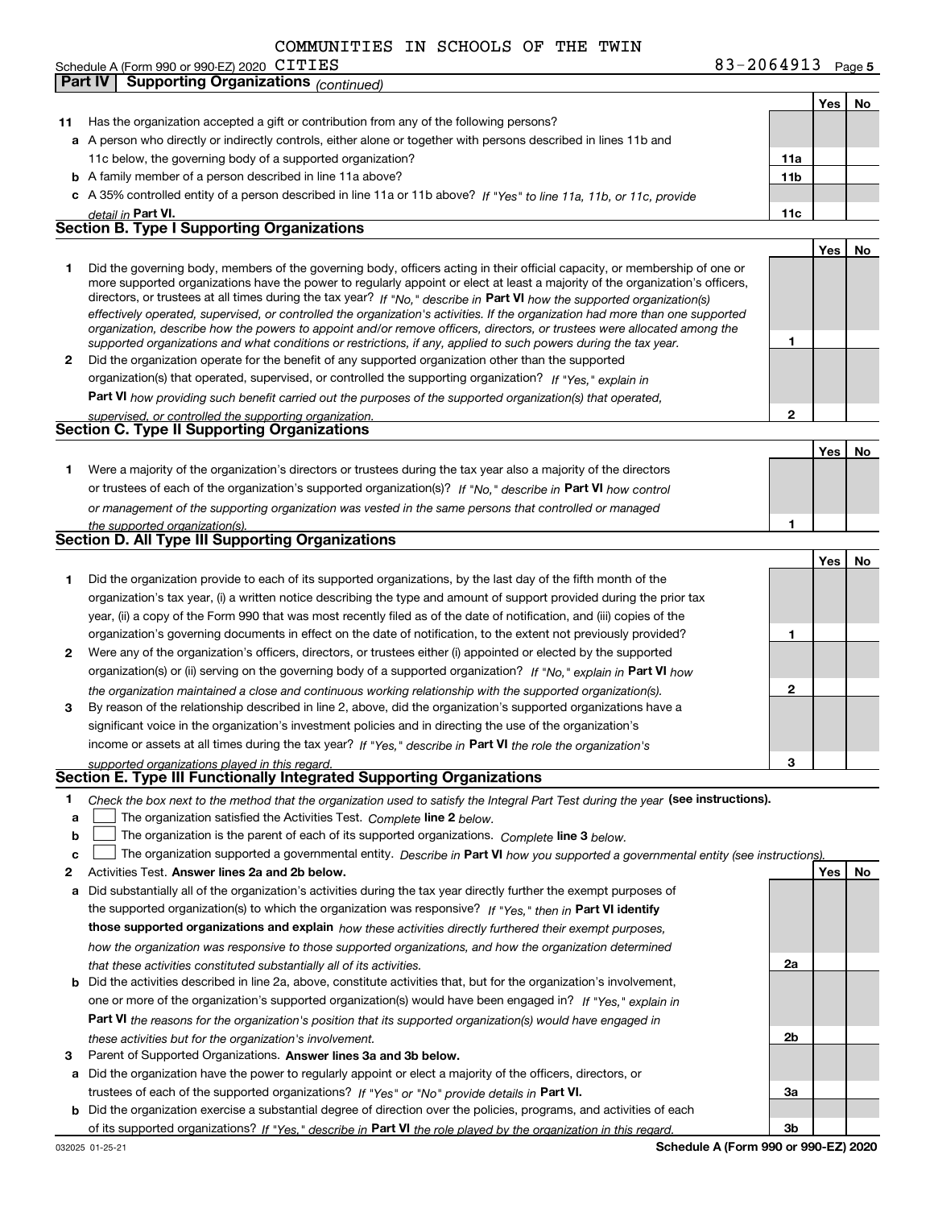COMMUNITIES IN SCHOOLS OF THE TWIN

Schedule A (Form 990 or 990-EZ) 2020 CITIES 83-2064913 Page 5

**Part IV | Supporting Organizations** *(continued)*

| | | | Yes | No |
|---|---|---|---|---|
| **11** | Has the organization accepted a gift or contribution from any of the following persons? | | | |
| **a** | A person who directly or indirectly controls, either alone or together with persons described in lines 11b and 11c below, the governing body of a supported organization? | **11a** | | |
| **b** | A family member of a person described in line 11a above? | **11b** | | |
| **c** | A 35% controlled entity of a person described in line 11a or 11b above? *If "Yes" to line 11a, 11b, or 11c, provide detail in* **Part VI.** | **11c** | | |

## Section B. Type I Supporting Organizations

| | | | Yes | No |
|---|---|---|---|---|
| **1** | Did the governing body, members of the governing body, officers acting in their official capacity, or membership of one or more supported organizations have the power to regularly appoint or elect at least a majority of the organization's officers, directors, or trustees at all times during the tax year? *If "No," describe in* **Part VI** *how the supported organization(s) effectively operated, supervised, or controlled the organization's activities. If the organization had more than one supported organization, describe how the powers to appoint and/or remove officers, directors, or trustees were allocated among the supported organizations and what conditions or restrictions, if any, applied to such powers during the tax year.* | **1** | | |
| **2** | Did the organization operate for the benefit of any supported organization other than the supported organization(s) that operated, supervised, or controlled the supporting organization? *If "Yes," explain in* **Part VI** *how providing such benefit carried out the purposes of the supported organization(s) that operated, supervised, or controlled the supporting organization.* | **2** | | |

## Section C. Type II Supporting Organizations

| | | | Yes | No |
|---|---|---|---|---|
| **1** | Were a majority of the organization's directors or trustees during the tax year also a majority of the directors or trustees of each of the organization's supported organization(s)? *If "No," describe in* **Part VI** *how control or management of the supporting organization was vested in the same persons that controlled or managed the supported organization(s).* | **1** | | |

## Section D. All Type III Supporting Organizations

| | | | Yes | No |
|---|---|---|---|---|
| **1** | Did the organization provide to each of its supported organizations, by the last day of the fifth month of the organization's tax year, (i) a written notice describing the type and amount of support provided during the prior tax year, (ii) a copy of the Form 990 that was most recently filed as of the date of notification, and (iii) copies of the organization's governing documents in effect on the date of notification, to the extent not previously provided? | **1** | | |
| **2** | Were any of the organization's officers, directors, or trustees either (i) appointed or elected by the supported organization(s) or (ii) serving on the governing body of a supported organization? *If "No," explain in* **Part VI** *how the organization maintained a close and continuous working relationship with the supported organization(s).* | **2** | | |
| **3** | By reason of the relationship described in line 2, above, did the organization's supported organizations have a significant voice in the organization's investment policies and in directing the use of the organization's income or assets at all times during the tax year? *If "Yes," describe in* **Part VI** *the role the organization's supported organizations played in this regard.* | **3** | | |

## Section E. Type III Functionally Integrated Supporting Organizations

**1** *Check the box next to the method that the organization used to satisfy the Integral Part Test during the year* **(see instructions).**

- **a** ☐ The organization satisfied the Activities Test. *Complete* **line 2** *below.*
- **b** ☐ The organization is the parent of each of its supported organizations. *Complete* **line 3** *below.*
- **c** ☐ The organization supported a governmental entity. *Describe in* **Part VI** *how you supported a governmental entity (see instructions).*

| | | | Yes | No |
|---|---|---|---|---|
| **2** | Activities Test. **Answer lines 2a and 2b below.** | | | |
| **a** | Did substantially all of the organization's activities during the tax year directly further the exempt purposes of the supported organization(s) to which the organization was responsive? *If "Yes," then in* **Part VI identify those supported organizations and explain** *how these activities directly furthered their exempt purposes, how the organization was responsive to those supported organizations, and how the organization determined that these activities constituted substantially all of its activities.* | **2a** | | |
| **b** | Did the activities described in line 2a, above, constitute activities that, but for the organization's involvement, one or more of the organization's supported organization(s) would have been engaged in? *If "Yes," explain in* **Part VI** *the reasons for the organization's position that its supported organization(s) would have engaged in these activities but for the organization's involvement.* | **2b** | | |
| **3** | Parent of Supported Organizations. **Answer lines 3a and 3b below.** | | | |
| **a** | Did the organization have the power to regularly appoint or elect a majority of the officers, directors, or trustees of each of the supported organizations? *If "Yes" or "No" provide details in* **Part VI.** | **3a** | | |
| **b** | Did the organization exercise a substantial degree of direction over the policies, programs, and activities of each of its supported organizations? *If "Yes," describe in* **Part VI** *the role played by the organization in this regard.* | **3b** | | |

032025 01-25-21 **Schedule A (Form 990 or 990-EZ) 2020**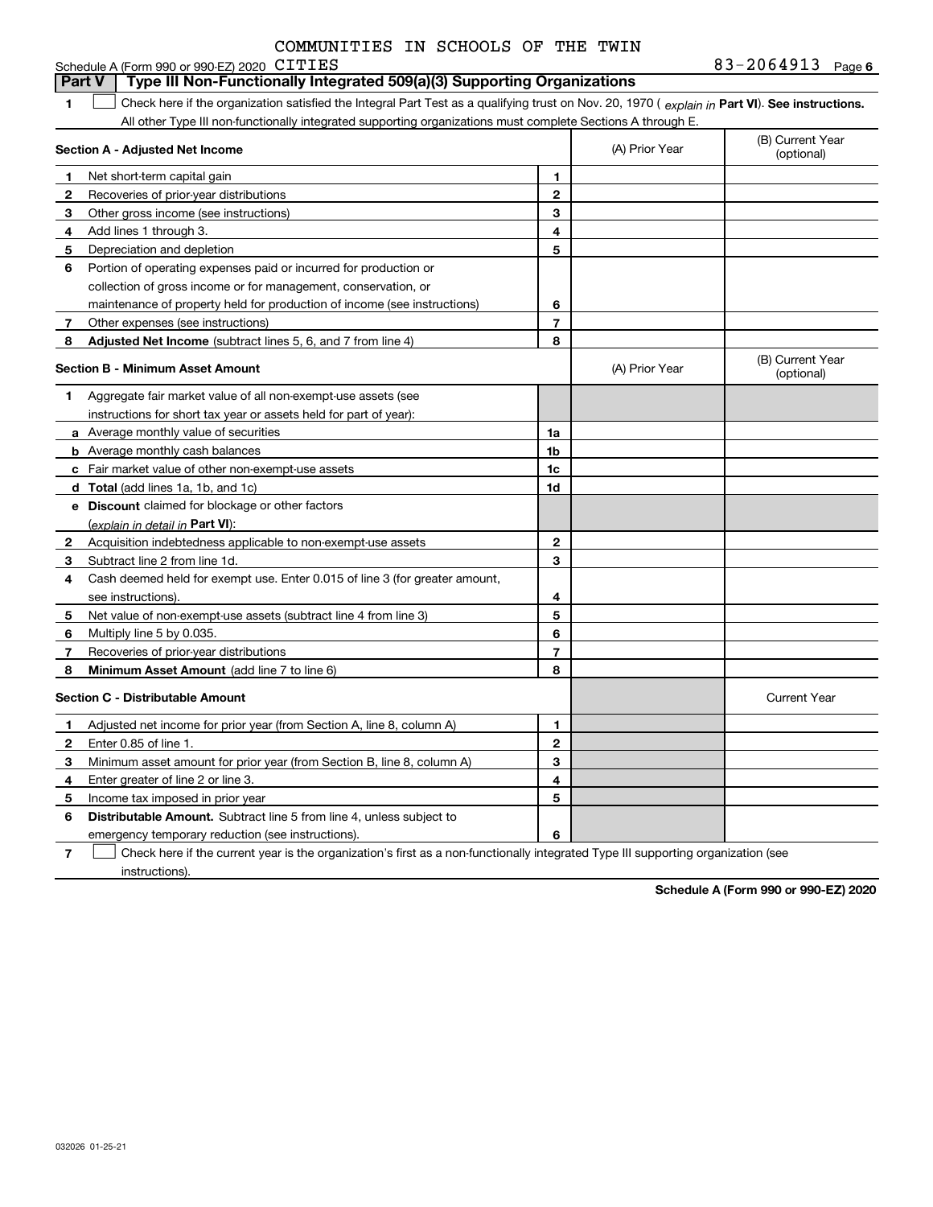COMMUNITIES IN SCHOOLS OF THE TWIN

Schedule A (Form 990 or 990-EZ) 2020 CITIES 83-2064913 Page 6

**Part V | Type III Non-Functionally Integrated 509(a)(3) Supporting Organizations**

1 ☐ Check here if the organization satisfied the Integral Part Test as a qualifying trust on Nov. 20, 1970 ( *explain in* **Part VI**). **See instructions.** All other Type III non-functionally integrated supporting organizations must complete Sections A through E.

| **Section A - Adjusted Net Income** | | | (A) Prior Year | (B) Current Year (optional) |
|---|---|---|---|---|
| 1 | Net short-term capital gain | 1 | | |
| 2 | Recoveries of prior-year distributions | 2 | | |
| 3 | Other gross income (see instructions) | 3 | | |
| 4 | Add lines 1 through 3. | 4 | | |
| 5 | Depreciation and depletion | 5 | | |
| 6 | Portion of operating expenses paid or incurred for production or collection of gross income or for management, conservation, or maintenance of property held for production of income (see instructions) | 6 | | |
| 7 | Other expenses (see instructions) | 7 | | |
| 8 | **Adjusted Net Income** (subtract lines 5, 6, and 7 from line 4) | 8 | | |

| **Section B - Minimum Asset Amount** | | | (A) Prior Year | (B) Current Year (optional) |
|---|---|---|---|---|
| 1 | Aggregate fair market value of all non-exempt-use assets (see instructions for short tax year or assets held for part of year): | | | |
| a | Average monthly value of securities | 1a | | |
| b | Average monthly cash balances | 1b | | |
| c | Fair market value of other non-exempt-use assets | 1c | | |
| d | **Total** (add lines 1a, 1b, and 1c) | 1d | | |
| e | **Discount** claimed for blockage or other factors (*explain in detail in* **Part VI**): | | | |
| 2 | Acquisition indebtedness applicable to non-exempt-use assets | 2 | | |
| 3 | Subtract line 2 from line 1d. | 3 | | |
| 4 | Cash deemed held for exempt use. Enter 0.015 of line 3 (for greater amount, see instructions). | 4 | | |
| 5 | Net value of non-exempt-use assets (subtract line 4 from line 3) | 5 | | |
| 6 | Multiply line 5 by 0.035. | 6 | | |
| 7 | Recoveries of prior-year distributions | 7 | | |
| 8 | **Minimum Asset Amount** (add line 7 to line 6) | 8 | | |

| **Section C - Distributable Amount** | | | | Current Year |
|---|---|---|---|---|
| 1 | Adjusted net income for prior year (from Section A, line 8, column A) | 1 | | |
| 2 | Enter 0.85 of line 1. | 2 | | |
| 3 | Minimum asset amount for prior year (from Section B, line 8, column A) | 3 | | |
| 4 | Enter greater of line 2 or line 3. | 4 | | |
| 5 | Income tax imposed in prior year | 5 | | |
| 6 | **Distributable Amount.** Subtract line 5 from line 4, unless subject to emergency temporary reduction (see instructions). | 6 | | |

7 ☐ Check here if the current year is the organization's first as a non-functionally integrated Type III supporting organization (see instructions).

**Schedule A (Form 990 or 990-EZ) 2020**

032026 01-25-21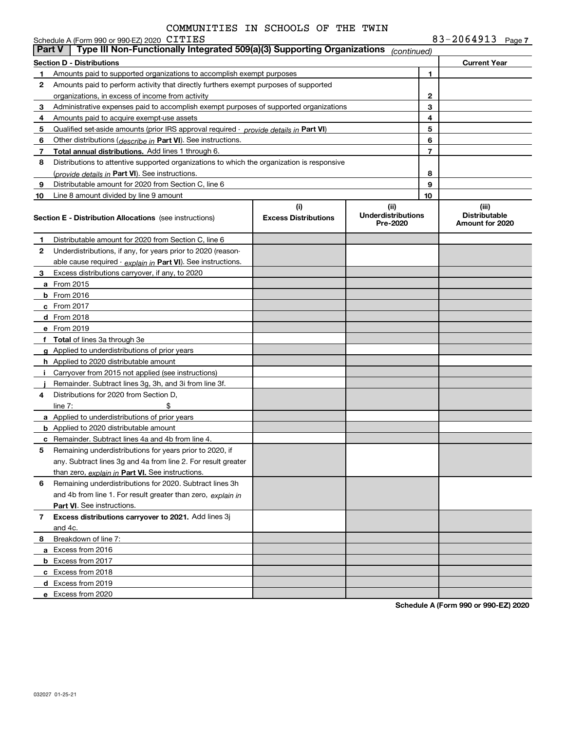COMMUNITIES IN SCHOOLS OF THE TWIN CITIES

Schedule A (Form 990 or 990-EZ) 2020 83-2064913 Page 7

**Part V | Type III Non-Functionally Integrated 509(a)(3) Supporting Organizations** *(continued)*

| **Section D - Distributions** | | | **Current Year** |
|---|---|---|---|
| 1 | Amounts paid to supported organizations to accomplish exempt purposes | 1 | |
| 2 | Amounts paid to perform activity that directly furthers exempt purposes of supported organizations, in excess of income from activity | 2 | |
| 3 | Administrative expenses paid to accomplish exempt purposes of supported organizations | 3 | |
| 4 | Amounts paid to acquire exempt-use assets | 4 | |
| 5 | Qualified set-aside amounts (prior IRS approval required - *provide details in* **Part VI**) | 5 | |
| 6 | Other distributions (*describe in* **Part VI**). See instructions. | 6 | |
| 7 | **Total annual distributions.** Add lines 1 through 6. | 7 | |
| 8 | Distributions to attentive supported organizations to which the organization is responsive (*provide details in* **Part VI**). See instructions. | 8 | |
| 9 | Distributable amount for 2020 from Section C, line 6 | 9 | |
| 10 | Line 8 amount divided by line 9 amount | 10 | |

| | **Section E - Distribution Allocations** (see instructions) | **(i) Excess Distributions** | **(ii) Underdistributions Pre-2020** | **(iii) Distributable Amount for 2020** |
|---|---|---|---|---|
| 1 | Distributable amount for 2020 from Section C, line 6 | | | |
| 2 | Underdistributions, if any, for years prior to 2020 (reasonable cause required - *explain in* **Part VI**). See instructions. | | | |
| 3 | Excess distributions carryover, if any, to 2020 | | | |
| a | From 2015 | | | |
| b | From 2016 | | | |
| c | From 2017 | | | |
| d | From 2018 | | | |
| e | From 2019 | | | |
| f | **Total** of lines 3a through 3e | | | |
| g | Applied to underdistributions of prior years | | | |
| h | Applied to 2020 distributable amount | | | |
| i | Carryover from 2015 not applied (see instructions) | | | |
| j | Remainder. Subtract lines 3g, 3h, and 3i from line 3f. | | | |
| 4 | Distributions for 2020 from Section D, line 7: $ | | | |
| a | Applied to underdistributions of prior years | | | |
| b | Applied to 2020 distributable amount | | | |
| c | Remainder. Subtract lines 4a and 4b from line 4. | | | |
| 5 | Remaining underdistributions for years prior to 2020, if any. Subtract lines 3g and 4a from line 2. For result greater than zero, *explain in* **Part VI.** See instructions. | | | |
| 6 | Remaining underdistributions for 2020. Subtract lines 3h and 4b from line 1. For result greater than zero, *explain in* **Part VI**. See instructions. | | | |
| 7 | **Excess distributions carryover to 2021.** Add lines 3j and 4c. | | | |
| 8 | Breakdown of line 7: | | | |
| a | Excess from 2016 | | | |
| b | Excess from 2017 | | | |
| c | Excess from 2018 | | | |
| d | Excess from 2019 | | | |
| e | Excess from 2020 | | | |

**Schedule A (Form 990 or 990-EZ) 2020**

032027 01-25-21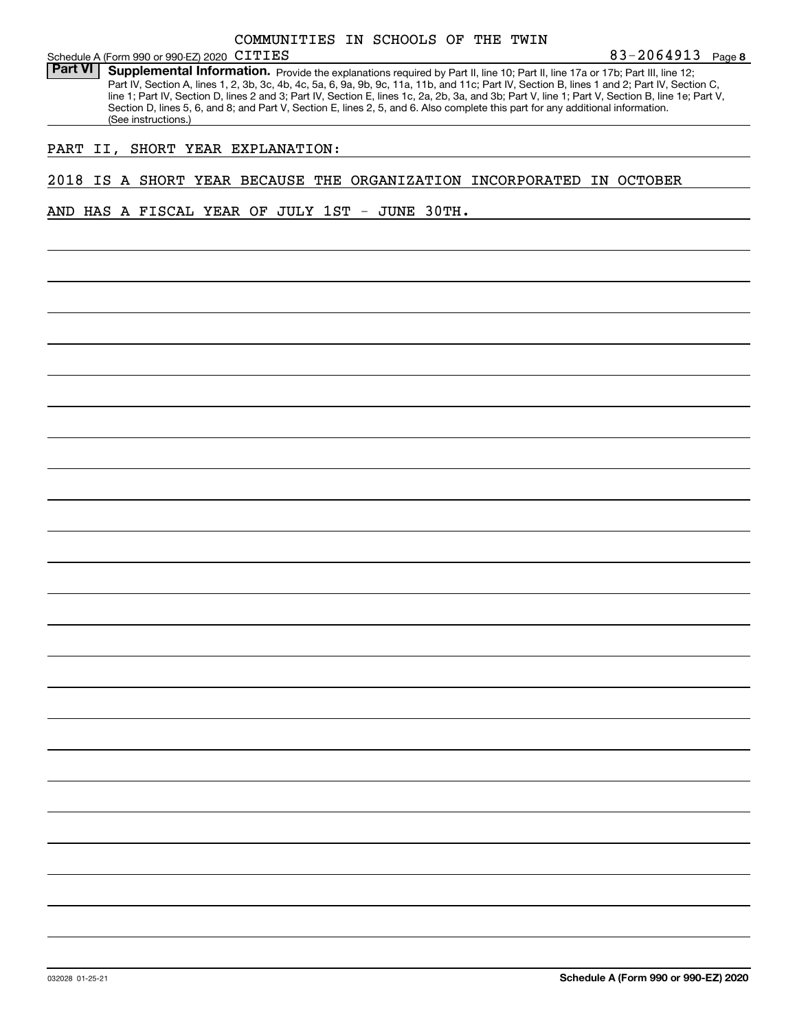COMMUNITIES IN SCHOOLS OF THE TWIN

Schedule A (Form 990 or 990-EZ) 2020 CITIES 83-2064913 Page 8

**Part VI** **Supplemental Information.** Provide the explanations required by Part II, line 10; Part II, line 17a or 17b; Part III, line 12; Part IV, Section A, lines 1, 2, 3b, 3c, 4b, 4c, 5a, 6, 9a, 9b, 9c, 11a, 11b, and 11c; Part IV, Section B, lines 1 and 2; Part IV, Section C, line 1; Part IV, Section D, lines 2 and 3; Part IV, Section E, lines 1c, 2a, 2b, 3a, and 3b; Part V, line 1; Part V, Section B, line 1e; Part V, Section D, lines 5, 6, and 8; and Part V, Section E, lines 2, 5, and 6. Also complete this part for any additional information. (See instructions.)

PART II, SHORT YEAR EXPLANATION:

2018 IS A SHORT YEAR BECAUSE THE ORGANIZATION INCORPORATED IN OCTOBER AND HAS A FISCAL YEAR OF JULY 1ST - JUNE 30TH.

032028 01-25-21 **Schedule A (Form 990 or 990-EZ) 2020**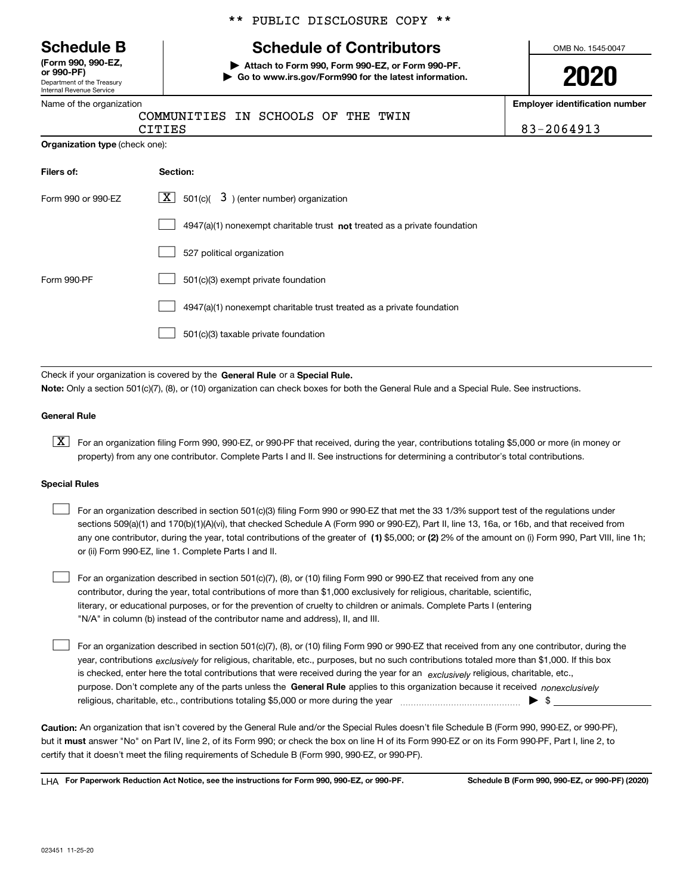\*\* PUBLIC DISCLOSURE COPY \*\*

# Schedule B

**(Form 990, 990-EZ, or 990-PF)**

Department of the Treasury
Internal Revenue Service

## Schedule of Contributors

▶ **Attach to Form 990, Form 990-EZ, or Form 990-PF.**
▶ **Go to www.irs.gov/Form990 for the latest information.**

OMB No. 1545-0047

**2020**

Name of the organization: COMMUNITIES IN SCHOOLS OF THE TWIN CITIES

**Employer identification number:** 83-2064913

**Organization type** (check one):

| Filers of: | Section: |
|---|---|
| Form 990 or 990-EZ | [X] 501(c)( 3 ) (enter number) organization |
| | [ ] 4947(a)(1) nonexempt charitable trust **not** treated as a private foundation |
| | [ ] 527 political organization |
| Form 990-PF | [ ] 501(c)(3) exempt private foundation |
| | [ ] 4947(a)(1) nonexempt charitable trust treated as a private foundation |
| | [ ] 501(c)(3) taxable private foundation |

Check if your organization is covered by the **General Rule** or a **Special Rule.**

**Note:** Only a section 501(c)(7), (8), or (10) organization can check boxes for both the General Rule and a Special Rule. See instructions.

**General Rule**

[X] For an organization filing Form 990, 990-EZ, or 990-PF that received, during the year, contributions totaling $5,000 or more (in money or property) from any one contributor. Complete Parts I and II. See instructions for determining a contributor's total contributions.

**Special Rules**

[ ] For an organization described in section 501(c)(3) filing Form 990 or 990-EZ that met the 33 1/3% support test of the regulations under sections 509(a)(1) and 170(b)(1)(A)(vi), that checked Schedule A (Form 990 or 990-EZ), Part II, line 13, 16a, or 16b, and that received from any one contributor, during the year, total contributions of the greater of **(1)** $5,000; or **(2)** 2% of the amount on (i) Form 990, Part VIII, line 1h; or (ii) Form 990-EZ, line 1. Complete Parts I and II.

[ ] For an organization described in section 501(c)(7), (8), or (10) filing Form 990 or 990-EZ that received from any one contributor, during the year, total contributions of more than $1,000 exclusively for religious, charitable, scientific, literary, or educational purposes, or for the prevention of cruelty to children or animals. Complete Parts I (entering "N/A" in column (b) instead of the contributor name and address), II, and III.

[ ] For an organization described in section 501(c)(7), (8), or (10) filing Form 990 or 990-EZ that received from any one contributor, during the year, contributions *exclusively* for religious, charitable, etc., purposes, but no such contributions totaled more than $1,000. If this box is checked, enter here the total contributions that were received during the year for an *exclusively* religious, charitable, etc., purpose. Don't complete any of the parts unless the **General Rule** applies to this organization because it received *nonexclusively* religious, charitable, etc., contributions totaling $5,000 or more during the year ▶ $ \_\_\_\_\_\_\_\_

**Caution:** An organization that isn't covered by the General Rule and/or the Special Rules doesn't file Schedule B (Form 990, 990-EZ, or 990-PF), but it **must** answer "No" on Part IV, line 2, of its Form 990; or check the box on line H of its Form 990-EZ or on its Form 990-PF, Part I, line 2, to certify that it doesn't meet the filing requirements of Schedule B (Form 990, 990-EZ, or 990-PF).

LHA **For Paperwork Reduction Act Notice, see the instructions for Form 990, 990-EZ, or 990-PF.** **Schedule B (Form 990, 990-EZ, or 990-PF) (2020)**

023451 11-25-20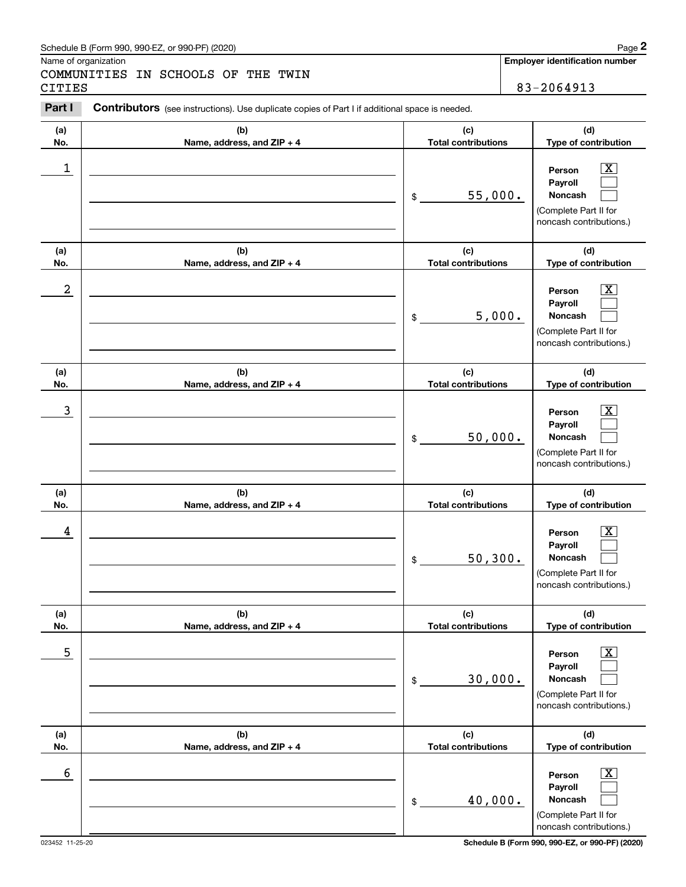Name of organization

COMMUNITIES IN SCHOOLS OF THE TWIN CITIES

**Employer identification number**

83-2064913

**Part I** **Contributors** (see instructions). Use duplicate copies of Part I if additional space is needed.

| (a) No. | (b) Name, address, and ZIP + 4 | (c) Total contributions | (d) Type of contribution |
|---|---|---|---|
| 1 | | $ 55,000. | Person [X] Payroll [ ] Noncash [ ] (Complete Part II for noncash contributions.) |
| 2 | | $ 5,000. | Person [X] Payroll [ ] Noncash [ ] (Complete Part II for noncash contributions.) |
| 3 | | $ 50,000. | Person [X] Payroll [ ] Noncash [ ] (Complete Part II for noncash contributions.) |
| 4 | | $ 50,300. | Person [X] Payroll [ ] Noncash [ ] (Complete Part II for noncash contributions.) |
| 5 | | $ 30,000. | Person [X] Payroll [ ] Noncash [ ] (Complete Part II for noncash contributions.) |
| 6 | | $ 40,000. | Person [X] Payroll [ ] Noncash [ ] (Complete Part II for noncash contributions.) |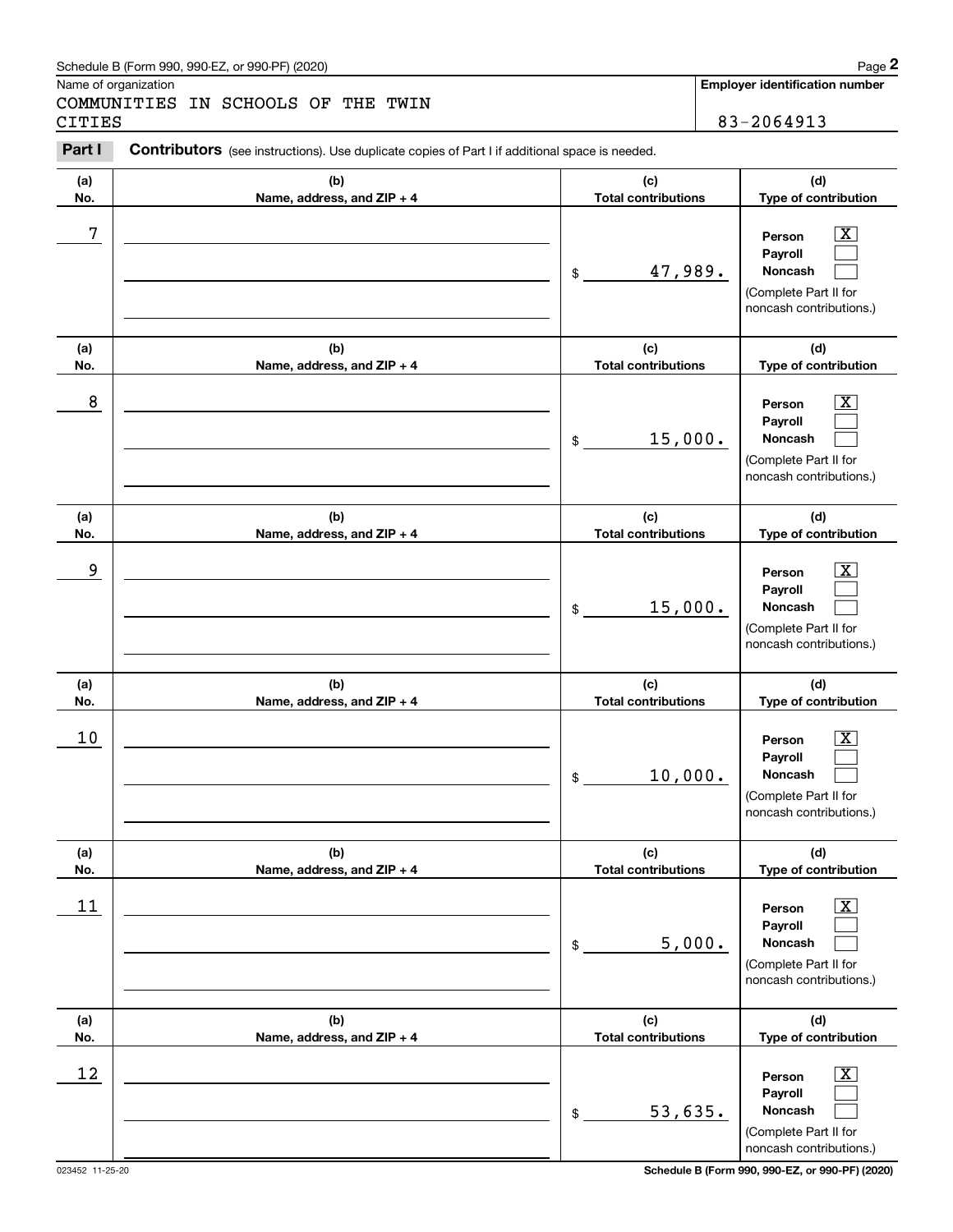Schedule B (Form 990, 990-EZ, or 990-PF) (2020)

Name of organization: COMMUNITIES IN SCHOOLS OF THE TWIN CITIES

**Employer identification number:** 83-2064913

**Part I** **Contributors** (see instructions). Use duplicate copies of Part I if additional space is needed.

| (a) No. | (b) Name, address, and ZIP + 4 | (c) Total contributions | (d) Type of contribution |
|---|---|---|---|
| 7 | | $ 47,989. | Person [X] Payroll [ ] Noncash [ ] (Complete Part II for noncash contributions.) |
| 8 | | $ 15,000. | Person [X] Payroll [ ] Noncash [ ] (Complete Part II for noncash contributions.) |
| 9 | | $ 15,000. | Person [X] Payroll [ ] Noncash [ ] (Complete Part II for noncash contributions.) |
| 10 | | $ 10,000. | Person [X] Payroll [ ] Noncash [ ] (Complete Part II for noncash contributions.) |
| 11 | | $ 5,000. | Person [X] Payroll [ ] Noncash [ ] (Complete Part II for noncash contributions.) |
| 12 | | $ 53,635. | Person [X] Payroll [ ] Noncash [ ] (Complete Part II for noncash contributions.) |

023452 11-25-20

Schedule B (Form 990, 990-EZ, or 990-PF) (2020)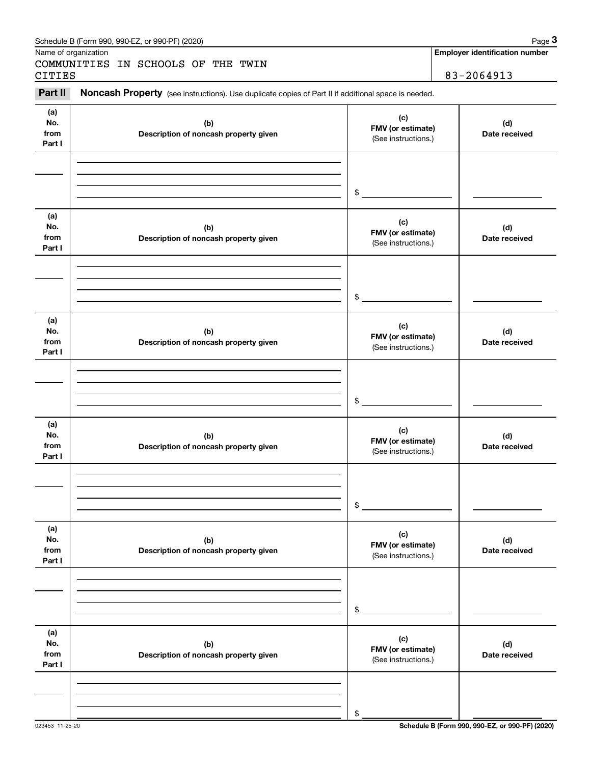Name of organization

COMMUNITIES IN SCHOOLS OF THE TWIN CITIES

**Employer identification number**

83-2064913

**Part II** **Noncash Property** (see instructions). Use duplicate copies of Part II if additional space is needed.

| (a) No. from Part I | (b) Description of noncash property given | (c) FMV (or estimate) (See instructions.) | (d) Date received |
|---|---|---|---|
| | | $ | |

| (a) No. from Part I | (b) Description of noncash property given | (c) FMV (or estimate) (See instructions.) | (d) Date received |
|---|---|---|---|
| | | $ | |

| (a) No. from Part I | (b) Description of noncash property given | (c) FMV (or estimate) (See instructions.) | (d) Date received |
|---|---|---|---|
| | | $ | |

| (a) No. from Part I | (b) Description of noncash property given | (c) FMV (or estimate) (See instructions.) | (d) Date received |
|---|---|---|---|
| | | $ | |

| (a) No. from Part I | (b) Description of noncash property given | (c) FMV (or estimate) (See instructions.) | (d) Date received |
|---|---|---|---|
| | | $ | |

| (a) No. from Part I | (b) Description of noncash property given | (c) FMV (or estimate) (See instructions.) | (d) Date received |
|---|---|---|---|
| | | $ | |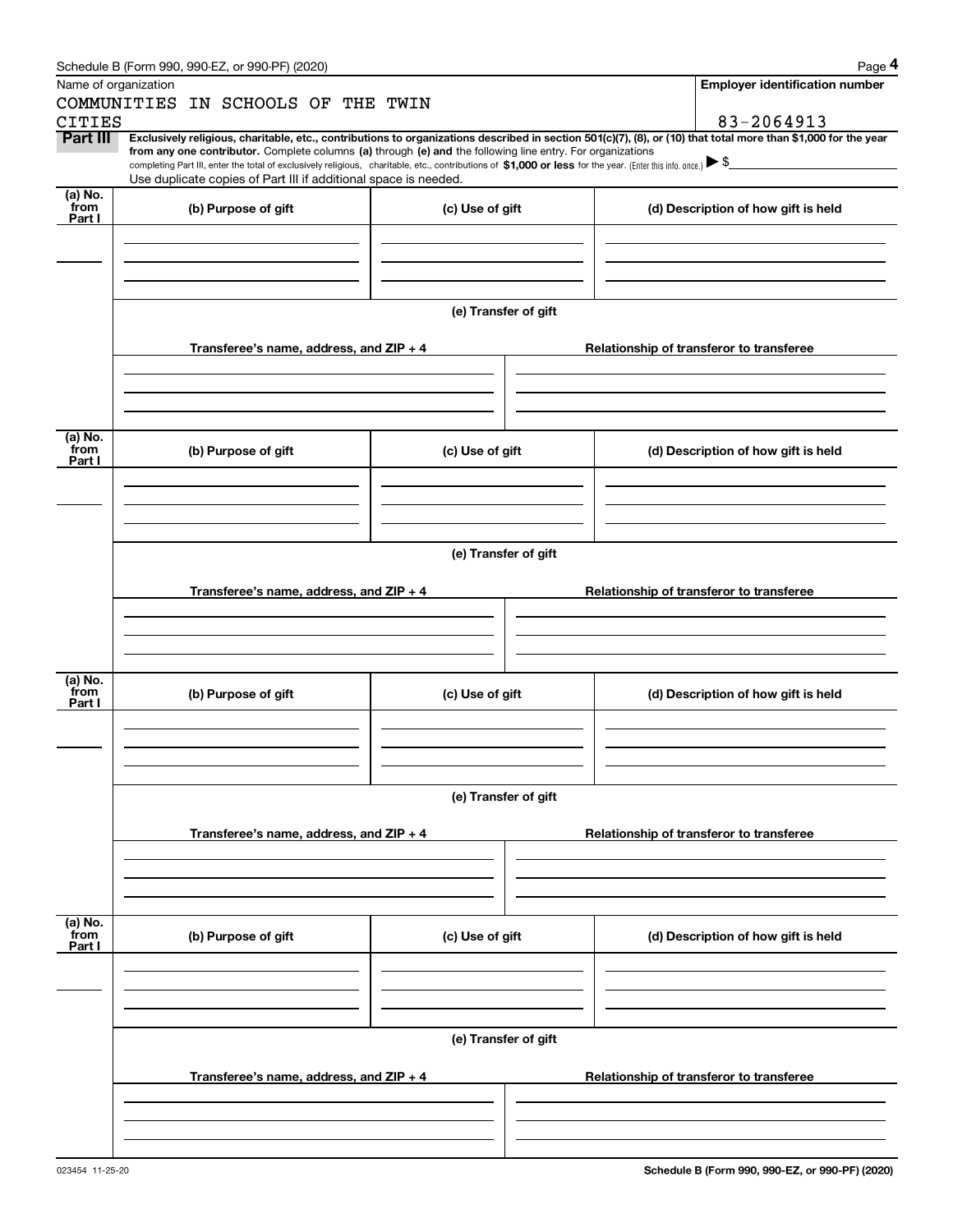Schedule B (Form 990, 990-EZ, or 990-PF) (2020)

Name of organization: COMMUNITIES IN SCHOOLS OF THE TWIN CITIES

**Employer identification number:** 83-2064913

**Part III** **Exclusively religious, charitable, etc., contributions to organizations described in section 501(c)(7), (8), or (10) that total more than $1,000 for the year from any one contributor.** Complete columns **(a)** through **(e) and** the following line entry. For organizations completing Part III, enter the total of exclusively religious, charitable, etc., contributions of **$1,000 or less** for the year. (Enter this info. once.) ▶ $

Use duplicate copies of Part III if additional space is needed.

| (a) No. from Part I | (b) Purpose of gift | (c) Use of gift | (d) Description of how gift is held |
|---|---|---|---|
| | | | |

(e) Transfer of gift

| Transferee's name, address, and ZIP + 4 | Relationship of transferor to transferee |
|---|---|
| | |

| (a) No. from Part I | (b) Purpose of gift | (c) Use of gift | (d) Description of how gift is held |
|---|---|---|---|
| | | | |

(e) Transfer of gift

| Transferee's name, address, and ZIP + 4 | Relationship of transferor to transferee |
|---|---|
| | |

| (a) No. from Part I | (b) Purpose of gift | (c) Use of gift | (d) Description of how gift is held |
|---|---|---|---|
| | | | |

(e) Transfer of gift

| Transferee's name, address, and ZIP + 4 | Relationship of transferor to transferee |
|---|---|
| | |

| (a) No. from Part I | (b) Purpose of gift | (c) Use of gift | (d) Description of how gift is held |
|---|---|---|---|
| | | | |

(e) Transfer of gift

| Transferee's name, address, and ZIP + 4 | Relationship of transferor to transferee |
|---|---|
| | |

Schedule B (Form 990, 990-EZ, or 990-PF) (2020)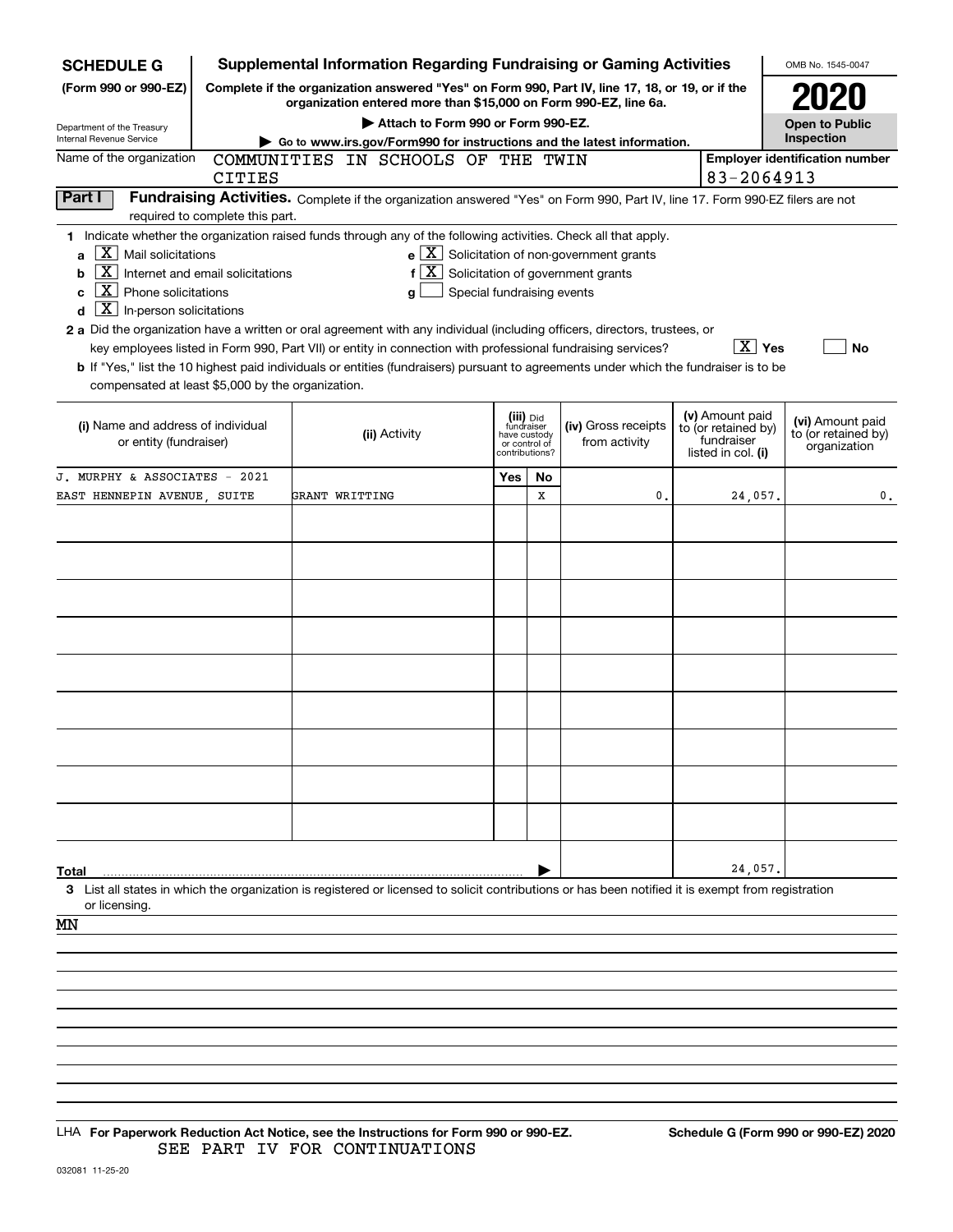**SCHEDULE G**
**(Form 990 or 990-EZ)**

Department of the Treasury
Internal Revenue Service

# Supplemental Information Regarding Fundraising or Gaming Activities

**Complete if the organization answered "Yes" on Form 990, Part IV, line 17, 18, or 19, or if the organization entered more than $15,000 on Form 990-EZ, line 6a.**

**▶ Attach to Form 990 or Form 990-EZ.**

**▶ Go to www.irs.gov/Form990 for instructions and the latest information.**

OMB No. 1545-0047

**2020**

**Open to Public Inspection**

Name of the organization: COMMUNITIES IN SCHOOLS OF THE TWIN CITIES

**Employer identification number:** 83-2064913

**Part I** **Fundraising Activities.** Complete if the organization answered "Yes" on Form 990, Part IV, line 17. Form 990-EZ filers are not required to complete this part.

**1** Indicate whether the organization raised funds through any of the following activities. Check all that apply.

- **a** [X] Mail solicitations
- **b** [X] Internet and email solicitations
- **c** [X] Phone solicitations
- **d** [X] In-person solicitations
- **e** [X] Solicitation of non-government grants
- **f** [X] Solicitation of government grants
- **g** [ ] Special fundraising events

**2 a** Did the organization have a written or oral agreement with any individual (including officers, directors, trustees, or key employees listed in Form 990, Part VII) or entity in connection with professional fundraising services? [X] **Yes** [ ] **No**

**b** If "Yes," list the 10 highest paid individuals or entities (fundraisers) pursuant to agreements under which the fundraiser is to be compensated at least $5,000 by the organization.

| (i) Name and address of individual or entity (fundraiser) | (ii) Activity | (iii) Did fundraiser have custody or control of contributions? Yes | No | (iv) Gross receipts from activity | (v) Amount paid to (or retained by) fundraiser listed in col. (i) | (vi) Amount paid to (or retained by) organization |
|---|---|---|---|---|---|---|
| J. MURPHY & ASSOCIATES - 2021 EAST HENNEPIN AVENUE, SUITE | GRANT WRITTING | | X | 0. | 24,057. | 0. |
| | | | | | | |
| | | | | | | |
| | | | | | | |
| | | | | | | |
| | | | | | | |
| | | | | | | |
| | | | | | | |
| | | | | | | |
| | | | | | | |
| **Total** ▶ | | | | | 24,057. | |

**3** List all states in which the organization is registered or licensed to solicit contributions or has been notified it is exempt from registration or licensing.

MN

LHA **For Paperwork Reduction Act Notice, see the Instructions for Form 990 or 990-EZ.** **Schedule G (Form 990 or 990-EZ) 2020**

SEE PART IV FOR CONTINUATIONS

032081 11-25-20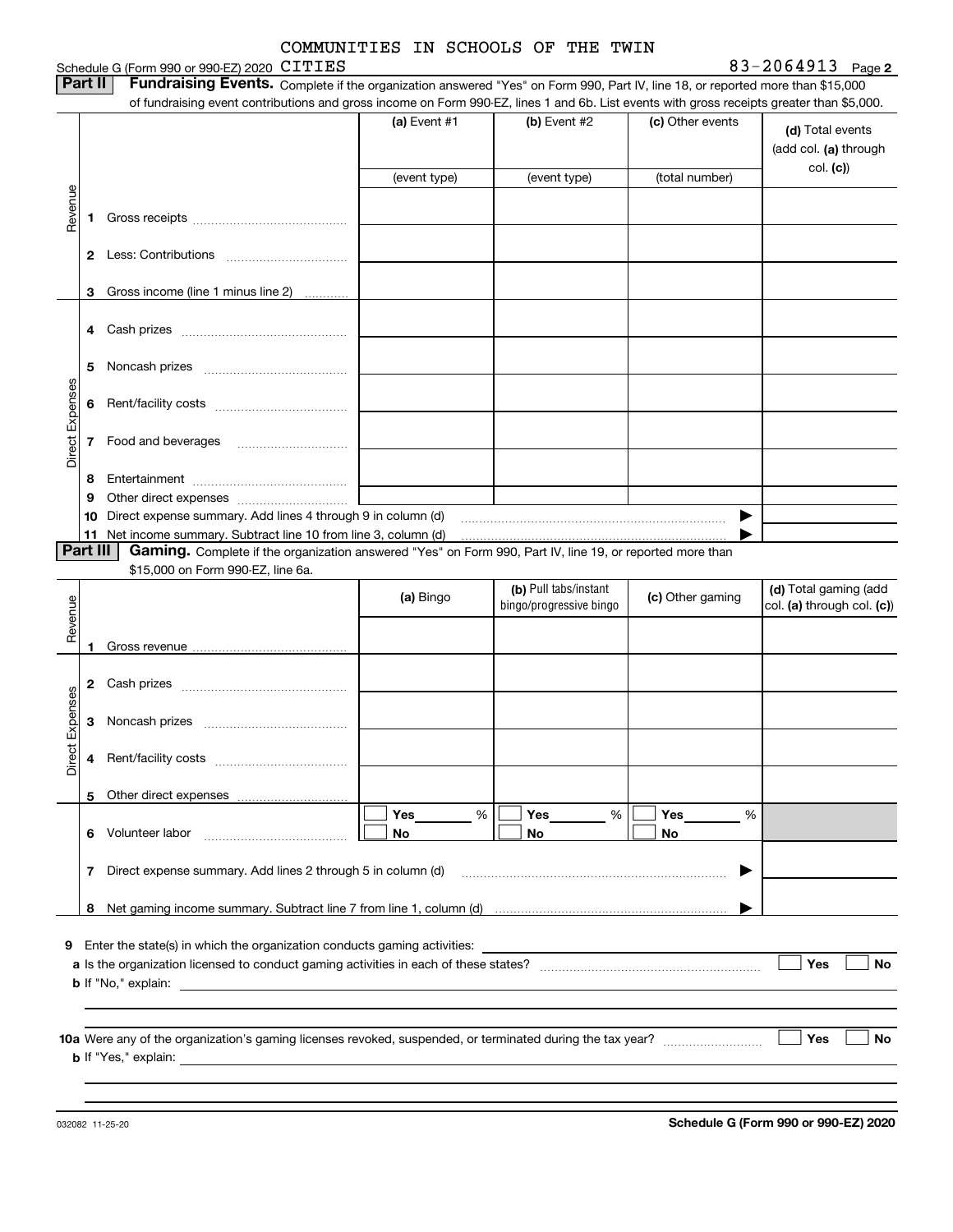COMMUNITIES IN SCHOOLS OF THE TWIN CITIES

Schedule G (Form 990 or 990-EZ) 2020 CITIES 83-2064913 Page 2

**Part II** **Fundraising Events.** Complete if the organization answered "Yes" on Form 990, Part IV, line 18, or reported more than $15,000 of fundraising event contributions and gross income on Form 990-EZ, lines 1 and 6b. List events with gross receipts greater than $5,000.

| | | | (a) Event #1 | (b) Event #2 | (c) Other events | (d) Total events (add col. (a) through col. (c)) |
|---|---|---|---|---|---|---|
| | | | (event type) | (event type) | (total number) | |
| Revenue | 1 | Gross receipts | | | | |
| | 2 | Less: Contributions | | | | |
| | 3 | Gross income (line 1 minus line 2) | | | | |
| Direct Expenses | 4 | Cash prizes | | | | |
| | 5 | Noncash prizes | | | | |
| | 6 | Rent/facility costs | | | | |
| | 7 | Food and beverages | | | | |
| | 8 | Entertainment | | | | |
| | 9 | Other direct expenses | | | | |
| | 10 | Direct expense summary. Add lines 4 through 9 in column (d) | | | ▶ | |
| | 11 | Net income summary. Subtract line 10 from line 3, column (d) | | | ▶ | |

**Part III** **Gaming.** Complete if the organization answered "Yes" on Form 990, Part IV, line 19, or reported more than $15,000 on Form 990-EZ, line 6a.

| | | | (a) Bingo | (b) Pull tabs/instant bingo/progressive bingo | (c) Other gaming | (d) Total gaming (add col. (a) through col. (c)) |
|---|---|---|---|---|---|---|
| Revenue | 1 | Gross revenue | | | | |
| Direct Expenses | 2 | Cash prizes | | | | |
| | 3 | Noncash prizes | | | | |
| | 4 | Rent/facility costs | | | | |
| | 5 | Other direct expenses | | | | |
| | 6 | Volunteer labor | ☐ Yes ____ % ☐ No | ☐ Yes ____ % ☐ No | ☐ Yes ____ % ☐ No | |
| | 7 | Direct expense summary. Add lines 2 through 5 in column (d) | | | ▶ | |
| | 8 | Net gaming income summary. Subtract line 7 from line 1, column (d) | | | ▶ | |

**9** Enter the state(s) in which the organization conducts gaming activities:

**a** Is the organization licensed to conduct gaming activities in each of these states? ☐ Yes ☐ No

**b** If "No," explain:

**10a** Were any of the organization's gaming licenses revoked, suspended, or terminated during the tax year? ☐ Yes ☐ No

**b** If "Yes," explain:

032082 11-25-20 **Schedule G (Form 990 or 990-EZ) 2020**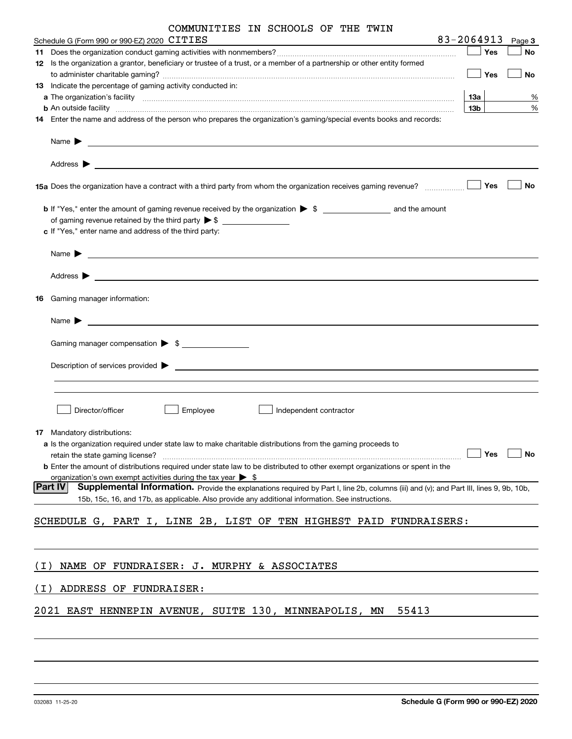COMMUNITIES IN SCHOOLS OF THE TWIN

Schedule G (Form 990 or 990-EZ) 2020 CITIES 83-2064913 Page 3

**11** Does the organization conduct gaming activities with nonmembers? ☐ Yes ☐ No

**12** Is the organization a grantor, beneficiary or trustee of a trust, or a member of a partnership or other entity formed to administer charitable gaming? ☐ Yes ☐ No

**13** Indicate the percentage of gaming activity conducted in:

**a** The organization's facility **13a** %

**b** An outside facility **13b** %

**14** Enter the name and address of the person who prepares the organization's gaming/special events books and records:

Name ▶

Address ▶

**15a** Does the organization have a contract with a third party from whom the organization receives gaming revenue? ☐ Yes ☐ No

**b** If "Yes," enter the amount of gaming revenue received by the organization ▶ $ ________ and the amount of gaming revenue retained by the third party ▶ $ ________

**c** If "Yes," enter name and address of the third party:

Name ▶

Address ▶

**16** Gaming manager information:

Name ▶

Gaming manager compensation ▶ $

Description of services provided ▶

☐ Director/officer ☐ Employee ☐ Independent contractor

**17** Mandatory distributions:

**a** Is the organization required under state law to make charitable distributions from the gaming proceeds to retain the state gaming license? ☐ Yes ☐ No

**b** Enter the amount of distributions required under state law to be distributed to other exempt organizations or spent in the organization's own exempt activities during the tax year ▶ $

**Part IV Supplemental Information.** Provide the explanations required by Part I, line 2b, columns (iii) and (v); and Part III, lines 9, 9b, 10b, 15b, 15c, 16, and 17b, as applicable. Also provide any additional information. See instructions.

SCHEDULE G, PART I, LINE 2B, LIST OF TEN HIGHEST PAID FUNDRAISERS:

(I) NAME OF FUNDRAISER: J. MURPHY & ASSOCIATES

(I) ADDRESS OF FUNDRAISER:

2021 EAST HENNEPIN AVENUE, SUITE 130, MINNEAPOLIS, MN 55413

032083 11-25-20 **Schedule G (Form 990 or 990-EZ) 2020**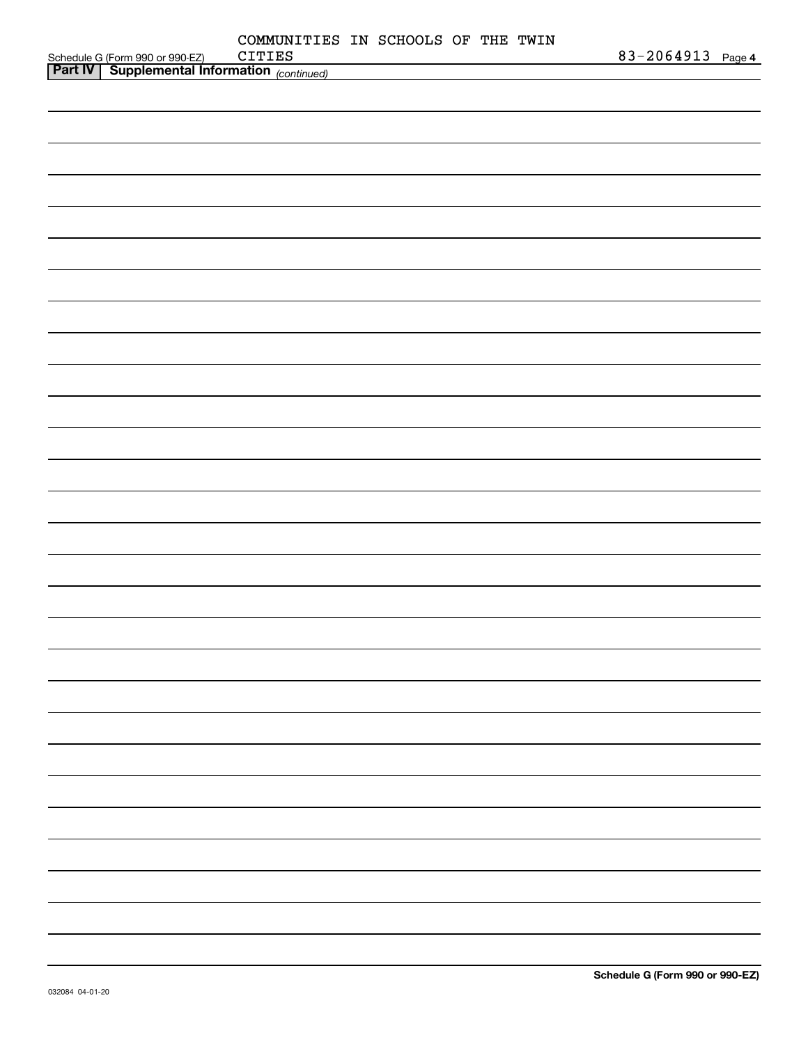Schedule G (Form 990 or 990-EZ) COMMUNITIES IN SCHOOLS OF THE TWIN CITIES 83-2064913 Page 4

**Part IV | Supplemental Information** *(continued)*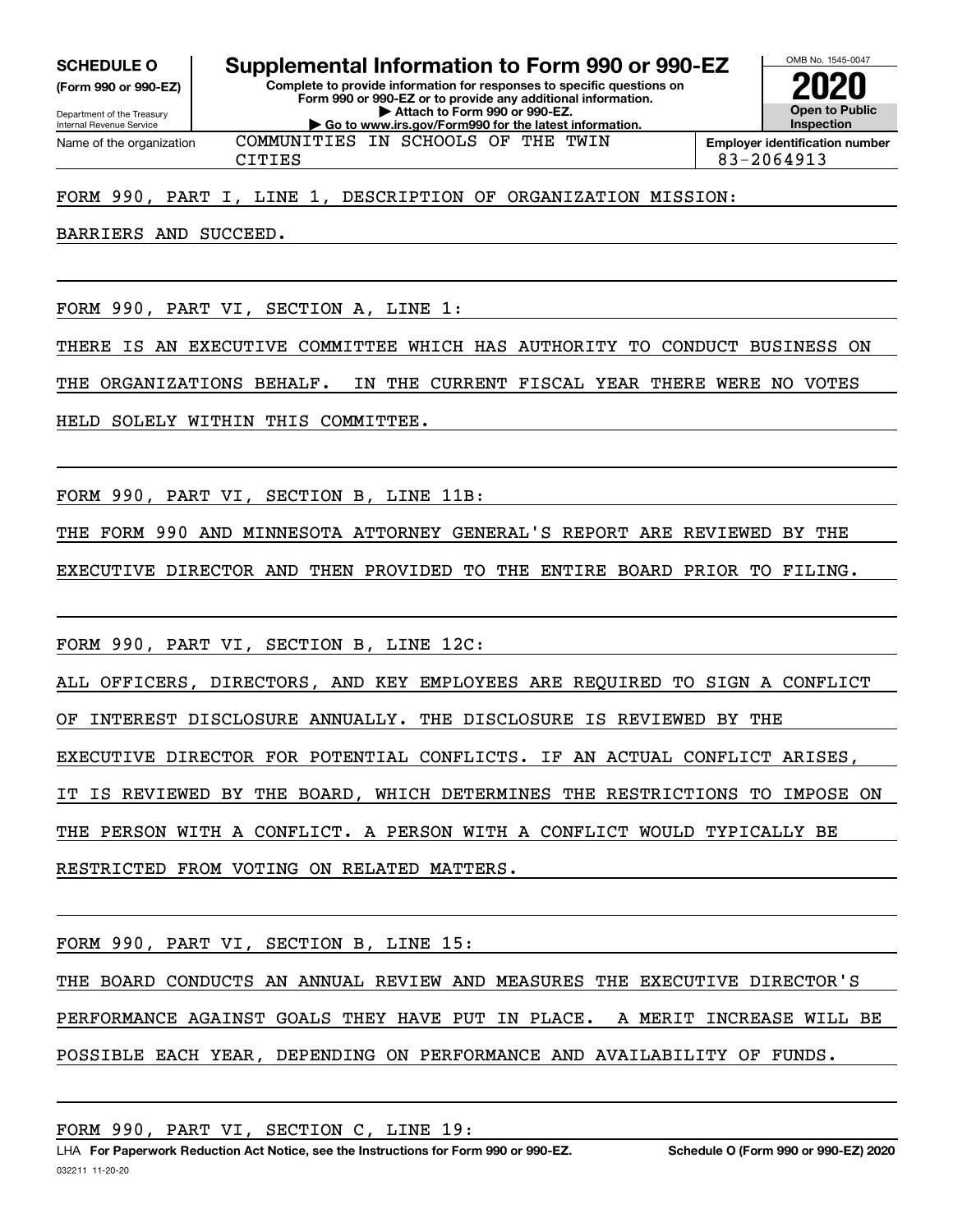**SCHEDULE O** (Form 990 or 990-EZ)

Department of the Treasury
Internal Revenue Service

# Supplemental Information to Form 990 or 990-EZ

**Complete to provide information for responses to specific questions on Form 990 or 990-EZ or to provide any additional information.**
**▶ Attach to Form 990 or 990-EZ.**
**▶ Go to www.irs.gov/Form990 for the latest information.**

OMB No. 1545-0047
**2020**
**Open to Public Inspection**

Name of the organization: COMMUNITIES IN SCHOOLS OF THE TWIN CITIES

**Employer identification number:** 83-2064913

FORM 990, PART I, LINE 1, DESCRIPTION OF ORGANIZATION MISSION:

BARRIERS AND SUCCEED.

FORM 990, PART VI, SECTION A, LINE 1:

THERE IS AN EXECUTIVE COMMITTEE WHICH HAS AUTHORITY TO CONDUCT BUSINESS ON THE ORGANIZATIONS BEHALF. IN THE CURRENT FISCAL YEAR THERE WERE NO VOTES HELD SOLELY WITHIN THIS COMMITTEE.

FORM 990, PART VI, SECTION B, LINE 11B:

THE FORM 990 AND MINNESOTA ATTORNEY GENERAL'S REPORT ARE REVIEWED BY THE EXECUTIVE DIRECTOR AND THEN PROVIDED TO THE ENTIRE BOARD PRIOR TO FILING.

FORM 990, PART VI, SECTION B, LINE 12C:

ALL OFFICERS, DIRECTORS, AND KEY EMPLOYEES ARE REQUIRED TO SIGN A CONFLICT OF INTEREST DISCLOSURE ANNUALLY. THE DISCLOSURE IS REVIEWED BY THE EXECUTIVE DIRECTOR FOR POTENTIAL CONFLICTS. IF AN ACTUAL CONFLICT ARISES, IT IS REVIEWED BY THE BOARD, WHICH DETERMINES THE RESTRICTIONS TO IMPOSE ON THE PERSON WITH A CONFLICT. A PERSON WITH A CONFLICT WOULD TYPICALLY BE RESTRICTED FROM VOTING ON RELATED MATTERS.

FORM 990, PART VI, SECTION B, LINE 15:

THE BOARD CONDUCTS AN ANNUAL REVIEW AND MEASURES THE EXECUTIVE DIRECTOR'S PERFORMANCE AGAINST GOALS THEY HAVE PUT IN PLACE. A MERIT INCREASE WILL BE POSSIBLE EACH YEAR, DEPENDING ON PERFORMANCE AND AVAILABILITY OF FUNDS.

FORM 990, PART VI, SECTION C, LINE 19:

LHA **For Paperwork Reduction Act Notice, see the Instructions for Form 990 or 990-EZ.** **Schedule O (Form 990 or 990-EZ) 2020**

032211 11-20-20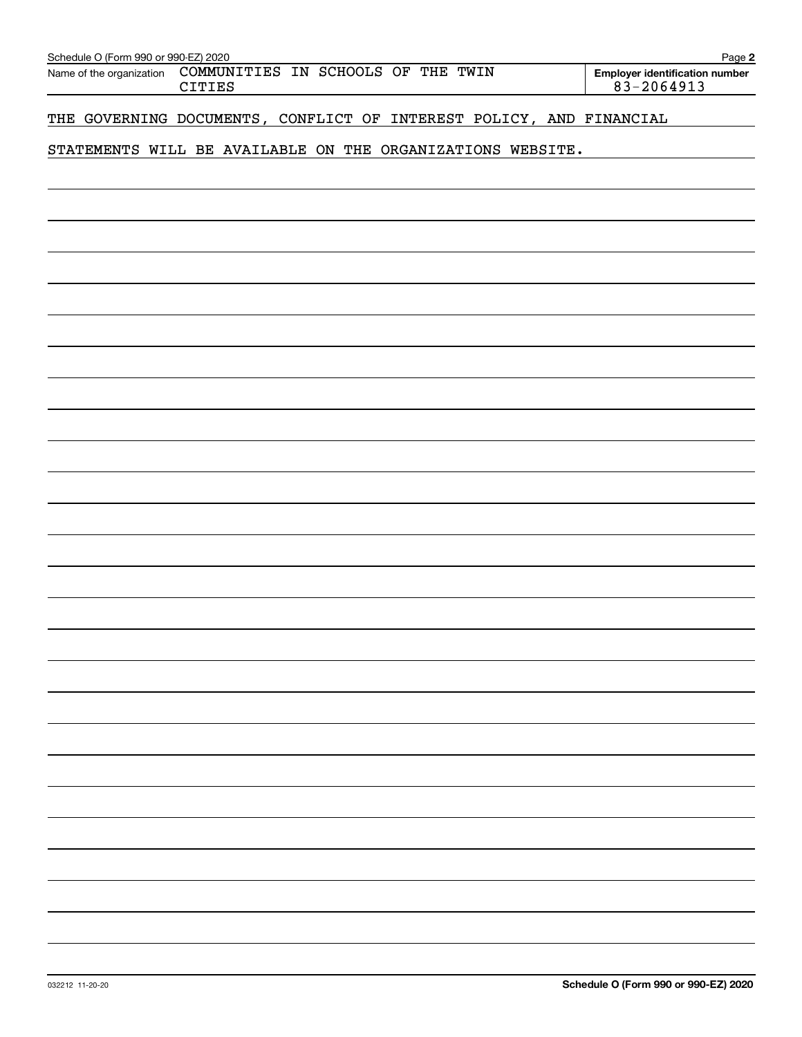Schedule O (Form 990 or 990-EZ) 2020

| Name of the organization | Employer identification number |
| --- | --- |
| COMMUNITIES IN SCHOOLS OF THE TWIN CITIES | 83-2064913 |

THE GOVERNING DOCUMENTS, CONFLICT OF INTEREST POLICY, AND FINANCIAL STATEMENTS WILL BE AVAILABLE ON THE ORGANIZATIONS WEBSITE.

032212 11-20-20

Schedule O (Form 990 or 990-EZ) 2020